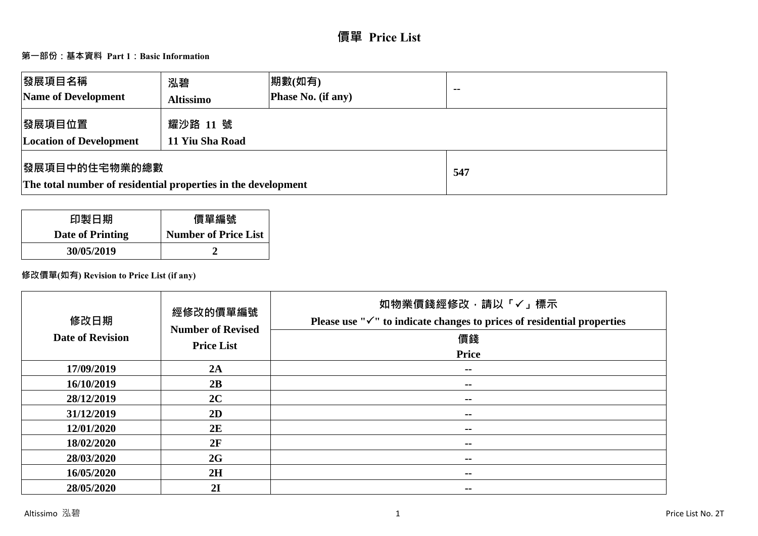# 價單 Price List

## 第一部份：基本資料 Part 1：Basic Information

| 發展項目名稱<br>Name of Development | 泓碧<br>Altissimo | 期數(如有)<br>Phase No. (if any) | -- |
|---|---|---|---|
| 發展項目位置<br>Location of Development | 耀沙路 11 號<br>11 Yiu Sha Road | | |
| 發展項目中的住宅物業的總數<br>The total number of residential properties in the development | | | 547 |

| 印製日期<br>Date of Printing | 價單編號<br>Number of Price List |
|---|---|
| 30/05/2019 | 2 |

**修改價單(如有) Revision to Price List (if any)**

| 修改日期<br>Date of Revision | 經修改的價單編號<br>Number of Revised Price List | 如物業價錢經修改，請以「✓」標示<br>Please use "✓" to indicate changes to prices of residential properties |
|---|---|---|
| | | 價錢<br>Price |
| 17/09/2019 | 2A | -- |
| 16/10/2019 | 2B | -- |
| 28/12/2019 | 2C | -- |
| 31/12/2019 | 2D | -- |
| 12/01/2020 | 2E | -- |
| 18/02/2020 | 2F | -- |
| 28/03/2020 | 2G | -- |
| 16/05/2020 | 2H | -- |
| 28/05/2020 | 2I | -- |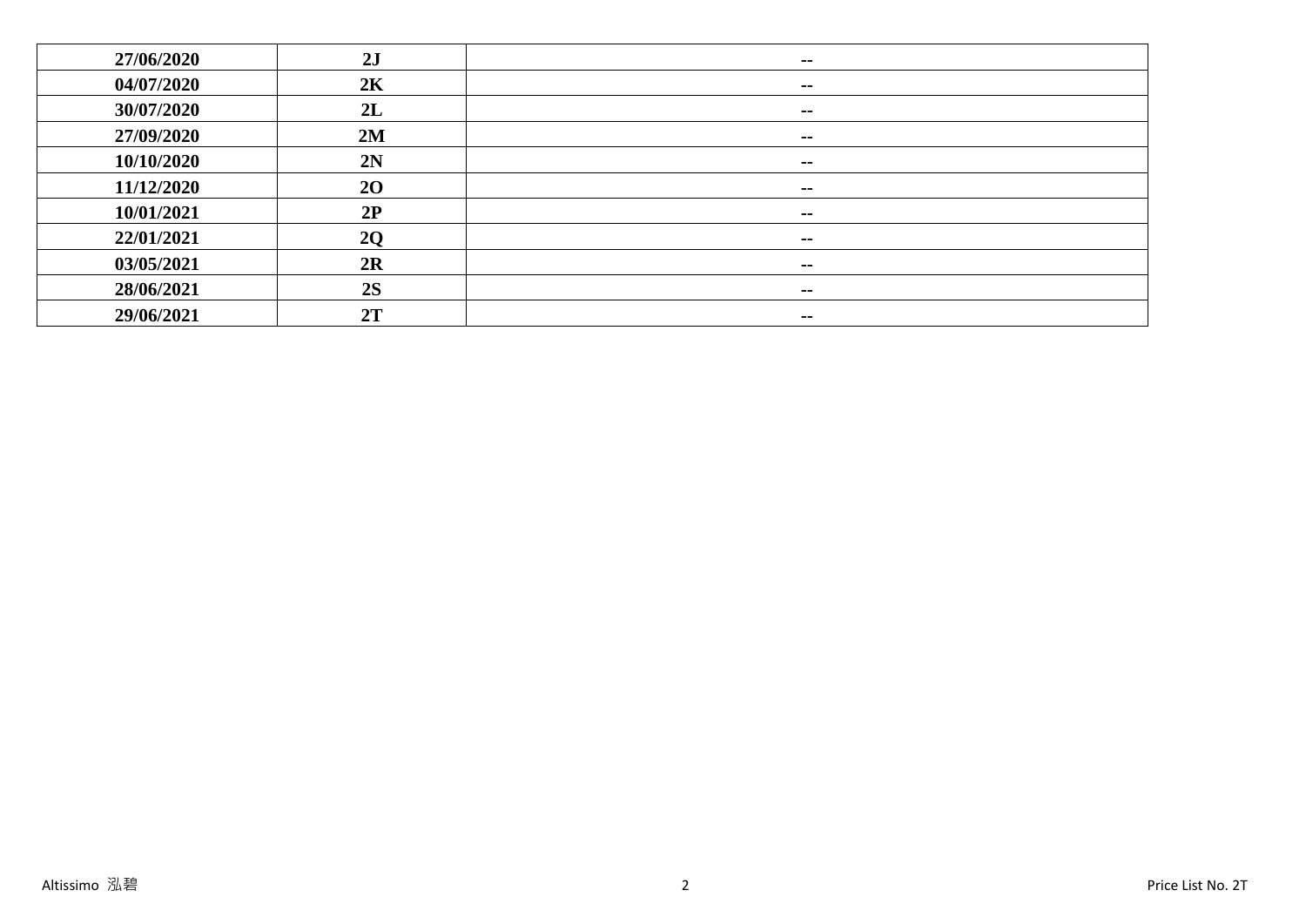| 27/06/2020 | 2J | -- |
|---|---|---|
| 04/07/2020 | 2K | -- |
| 30/07/2020 | 2L | -- |
| 27/09/2020 | 2M | -- |
| 10/10/2020 | 2N | -- |
| 11/12/2020 | 2O | -- |
| 10/01/2021 | 2P | -- |
| 22/01/2021 | 2Q | -- |
| 03/05/2021 | 2R | -- |
| 28/06/2021 | 2S | -- |
| 29/06/2021 | 2T | -- |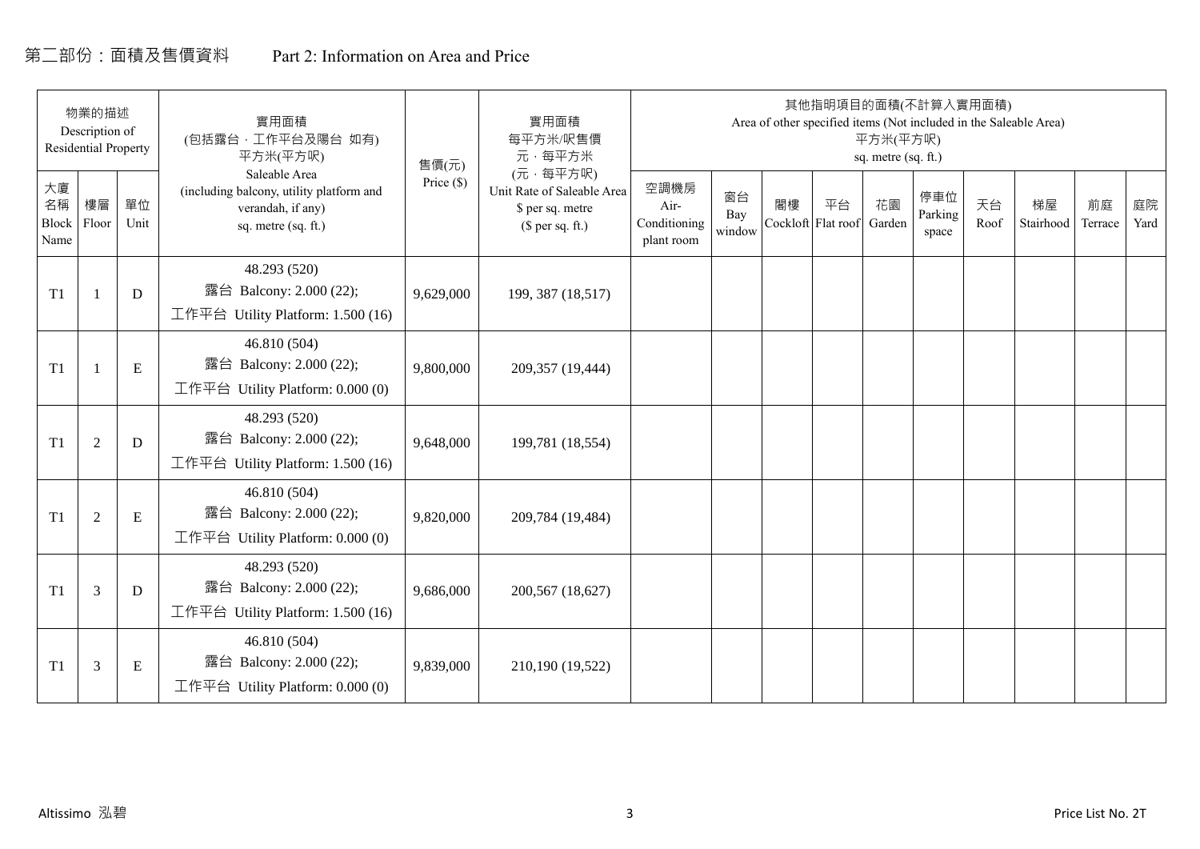# 第二部份：面積及售價資料 Part 2: Information on Area and Price

| 物業的描述 Description of Residential Property | | | 實用面積 (包括露台，工作平台及陽台 如有) 平方米(平方呎) Saleable Area (including balcony, utility platform and verandah, if any) sq. metre (sq. ft.) | 售價(元) Price ($) | 實用面積 每平方米/呎售價 元，每平方米 (元，每平方呎) Unit Rate of Saleable Area $ per sq. metre ($ per sq. ft.) | 其他指明項目的面積(不計算入實用面積) Area of other specified items (Not included in the Saleable Area) 平方米(平方呎) sq. metre (sq. ft.) | | | | | | | | | |
|---|---|---|---|---|---|---|---|---|---|---|---|---|---|---|---|
| 大廈名稱 Block Name | 樓層 Floor | 單位 Unit | | | | 空調機房 Air-Conditioning plant room | 窗台 Bay window | 閣樓 Cockloft | 平台 Flat roof | 花園 Garden | 停車位 Parking space | 天台 Roof | 梯屋 Stairhood | 前庭 Terrace | 庭院 Yard |
| T1 | 1 | D | 48.293 (520) 露台 Balcony: 2.000 (22); 工作平台 Utility Platform: 1.500 (16) | 9,629,000 | 199, 387 (18,517) | | | | | | | | | | |
| T1 | 1 | E | 46.810 (504) 露台 Balcony: 2.000 (22); 工作平台 Utility Platform: 0.000 (0) | 9,800,000 | 209,357 (19,444) | | | | | | | | | | |
| T1 | 2 | D | 48.293 (520) 露台 Balcony: 2.000 (22); 工作平台 Utility Platform: 1.500 (16) | 9,648,000 | 199,781 (18,554) | | | | | | | | | | |
| T1 | 2 | E | 46.810 (504) 露台 Balcony: 2.000 (22); 工作平台 Utility Platform: 0.000 (0) | 9,820,000 | 209,784 (19,484) | | | | | | | | | | |
| T1 | 3 | D | 48.293 (520) 露台 Balcony: 2.000 (22); 工作平台 Utility Platform: 1.500 (16) | 9,686,000 | 200,567 (18,627) | | | | | | | | | | |
| T1 | 3 | E | 46.810 (504) 露台 Balcony: 2.000 (22); 工作平台 Utility Platform: 0.000 (0) | 9,839,000 | 210,190 (19,522) | | | | | | | | | | |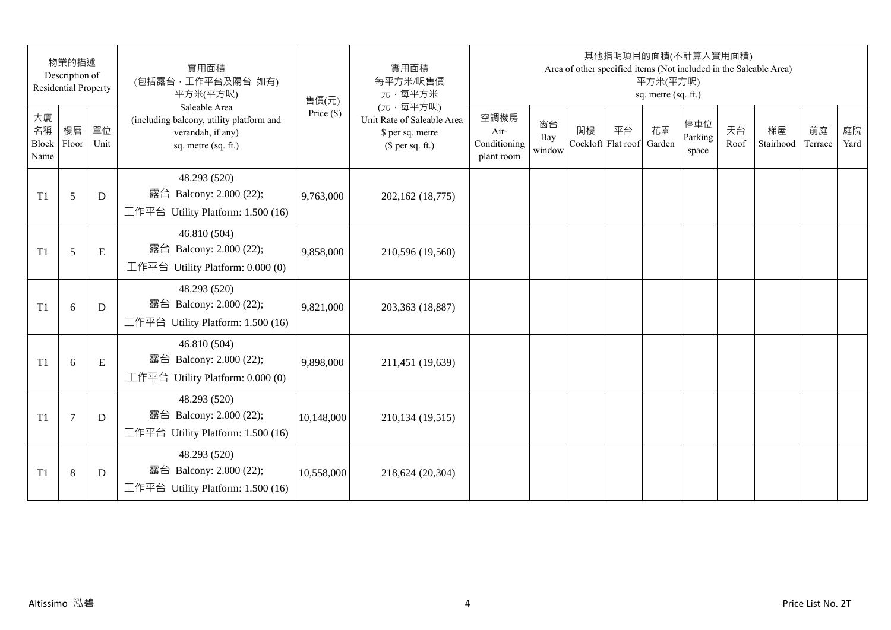| 物業的描述 Description of Residential Property | | | 實用面積 (包括露台，工作平台及陽台 如有) 平方米(平方呎) Saleable Area (including balcony, utility platform and verandah, if any) sq. metre (sq. ft.) | 售價(元) Price ($) | 實用面積 每平方米/呎售價 元，每平方米 (元，每平方呎) Unit Rate of Saleable Area $ per sq. metre ($ per sq. ft.) | 其他指明項目的面積(不計算入實用面積) Area of other specified items (Not included in the Saleable Area) 平方米(平方呎) sq. metre (sq. ft.) | | | | | | | | | |
|---|---|---|---|---|---|---|---|---|---|---|---|---|---|---|---|
| 大廈名稱 Block Name | 樓層 Floor | 單位 Unit | | | | 空調機房 Air-Conditioning plant room | 窗台 Bay window | 閣樓 Cockloft | 平台 Flat roof | 花園 Garden | 停車位 Parking space | 天台 Roof | 梯屋 Stairhood | 前庭 Terrace | 庭院 Yard |
| T1 | 5 | D | 48.293 (520) 露台 Balcony: 2.000 (22); 工作平台 Utility Platform: 1.500 (16) | 9,763,000 | 202,162 (18,775) | | | | | | | | | | |
| T1 | 5 | E | 46.810 (504) 露台 Balcony: 2.000 (22); 工作平台 Utility Platform: 0.000 (0) | 9,858,000 | 210,596 (19,560) | | | | | | | | | | |
| T1 | 6 | D | 48.293 (520) 露台 Balcony: 2.000 (22); 工作平台 Utility Platform: 1.500 (16) | 9,821,000 | 203,363 (18,887) | | | | | | | | | | |
| T1 | 6 | E | 46.810 (504) 露台 Balcony: 2.000 (22); 工作平台 Utility Platform: 0.000 (0) | 9,898,000 | 211,451 (19,639) | | | | | | | | | | |
| T1 | 7 | D | 48.293 (520) 露台 Balcony: 2.000 (22); 工作平台 Utility Platform: 1.500 (16) | 10,148,000 | 210,134 (19,515) | | | | | | | | | | |
| T1 | 8 | D | 48.293 (520) 露台 Balcony: 2.000 (22); 工作平台 Utility Platform: 1.500 (16) | 10,558,000 | 218,624 (20,304) | | | | | | | | | | |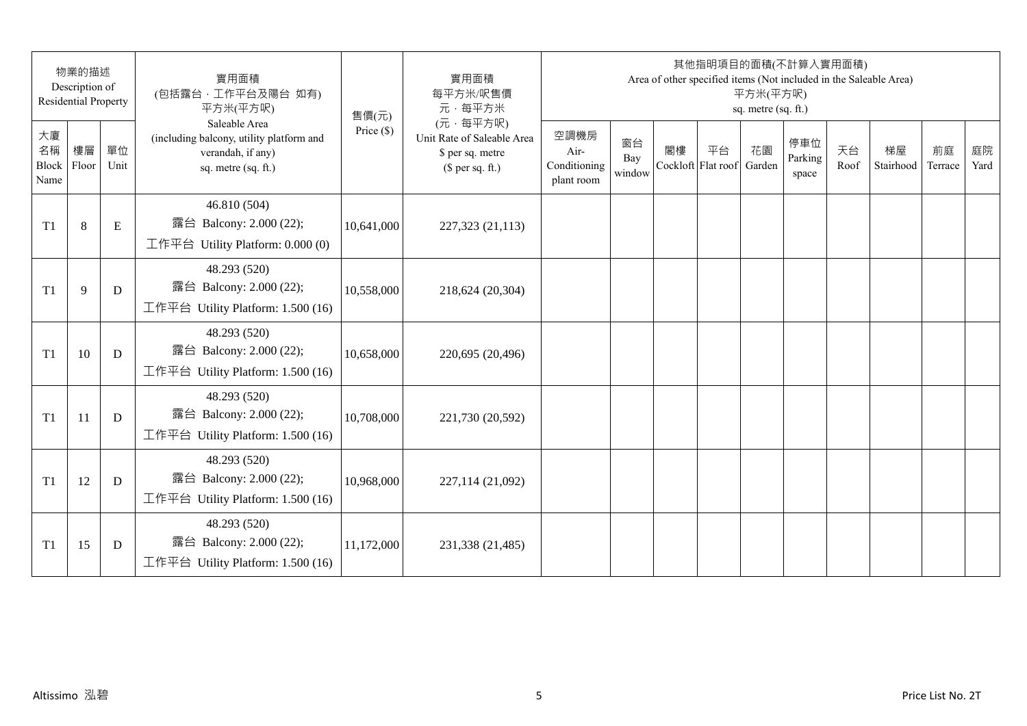| 物業的描述 Description of Residential Property | | | 實用面積 (包括露台，工作平台及陽台 如有) 平方米(平方呎) | 售價(元) | 實用面積 每平方米/呎售價 元，每平方米 | 其他指明項目的面積(不計算入實用面積) Area of other specified items (Not included in the Saleable Area) 平方米(平方呎) sq. metre (sq. ft.) | | | | | | | | | |
|---|---|---|---|---|---|---|---|---|---|---|---|---|---|---|---|
| 大廈名稱 Block Name | 樓層 Floor | 單位 Unit | Saleable Area (including balcony, utility platform and verandah, if any) sq. metre (sq. ft.) | Price ($) | (元，每平方呎) Unit Rate of Saleable Area $ per sq. metre ($ per sq. ft.) | 空調機房 Air-Conditioning plant room | 窗台 Bay window | 閣樓 Cockloft | 平台 Flat roof | 花園 Garden | 停車位 Parking space | 天台 Roof | 梯屋 Stairhood | 前庭 Terrace | 庭院 Yard |
| T1 | 8 | E | 46.810 (504)<br>露台 Balcony: 2.000 (22);<br>工作平台 Utility Platform: 0.000 (0) | 10,641,000 | 227,323 (21,113) | | | | | | | | | | |
| T1 | 9 | D | 48.293 (520)<br>露台 Balcony: 2.000 (22);<br>工作平台 Utility Platform: 1.500 (16) | 10,558,000 | 218,624 (20,304) | | | | | | | | | | |
| T1 | 10 | D | 48.293 (520)<br>露台 Balcony: 2.000 (22);<br>工作平台 Utility Platform: 1.500 (16) | 10,658,000 | 220,695 (20,496) | | | | | | | | | | |
| T1 | 11 | D | 48.293 (520)<br>露台 Balcony: 2.000 (22);<br>工作平台 Utility Platform: 1.500 (16) | 10,708,000 | 221,730 (20,592) | | | | | | | | | | |
| T1 | 12 | D | 48.293 (520)<br>露台 Balcony: 2.000 (22);<br>工作平台 Utility Platform: 1.500 (16) | 10,968,000 | 227,114 (21,092) | | | | | | | | | | |
| T1 | 15 | D | 48.293 (520)<br>露台 Balcony: 2.000 (22);<br>工作平台 Utility Platform: 1.500 (16) | 11,172,000 | 231,338 (21,485) | | | | | | | | | | |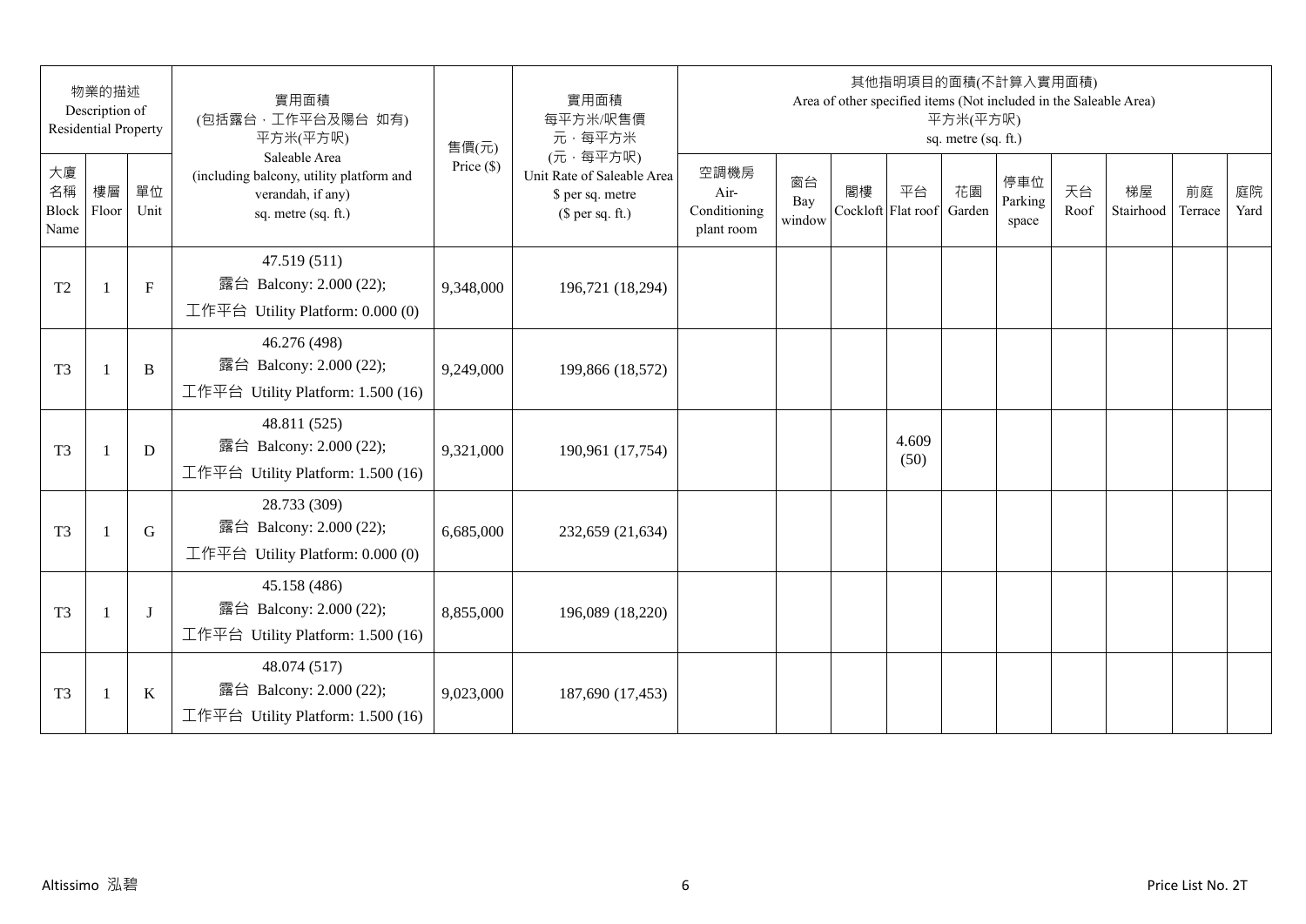| 物業的描述 Description of Residential Property | | | 實用面積 (包括露台．工作平台及陽台 如有) 平方米(平方呎) Saleable Area (including balcony, utility platform and verandah, if any) sq. metre (sq. ft.) | 售價(元) Price ($) | 實用面積 每平方米/呎售價 元．每平方米 (元．每平方呎) Unit Rate of Saleable Area $ per sq. metre ($ per sq. ft.) | 其他指明項目的面積(不計算入實用面積) Area of other specified items (Not included in the Saleable Area) 平方米(平方呎) sq. metre (sq. ft.) | | | | | | | | | |
|---|---|---|---|---|---|---|---|---|---|---|---|---|---|---|---|
| 大廈名稱 Block Name | 樓層 Floor | 單位 Unit | | | | 空調機房 Air-Conditioning plant room | 窗台 Bay window | 閣樓 Cockloft | 平台 Flat roof | 花園 Garden | 停車位 Parking space | 天台 Roof | 梯屋 Stairhood | 前庭 Terrace | 庭院 Yard |
| T2 | 1 | F | 47.519 (511) 露台 Balcony: 2.000 (22); 工作平台 Utility Platform: 0.000 (0) | 9,348,000 | 196,721 (18,294) | | | | | | | | | | |
| T3 | 1 | B | 46.276 (498) 露台 Balcony: 2.000 (22); 工作平台 Utility Platform: 1.500 (16) | 9,249,000 | 199,866 (18,572) | | | | | | | | | | |
| T3 | 1 | D | 48.811 (525) 露台 Balcony: 2.000 (22); 工作平台 Utility Platform: 1.500 (16) | 9,321,000 | 190,961 (17,754) | | | | 4.609 (50) | | | | | | |
| T3 | 1 | G | 28.733 (309) 露台 Balcony: 2.000 (22); 工作平台 Utility Platform: 0.000 (0) | 6,685,000 | 232,659 (21,634) | | | | | | | | | | |
| T3 | 1 | J | 45.158 (486) 露台 Balcony: 2.000 (22); 工作平台 Utility Platform: 1.500 (16) | 8,855,000 | 196,089 (18,220) | | | | | | | | | | |
| T3 | 1 | K | 48.074 (517) 露台 Balcony: 2.000 (22); 工作平台 Utility Platform: 1.500 (16) | 9,023,000 | 187,690 (17,453) | | | | | | | | | | |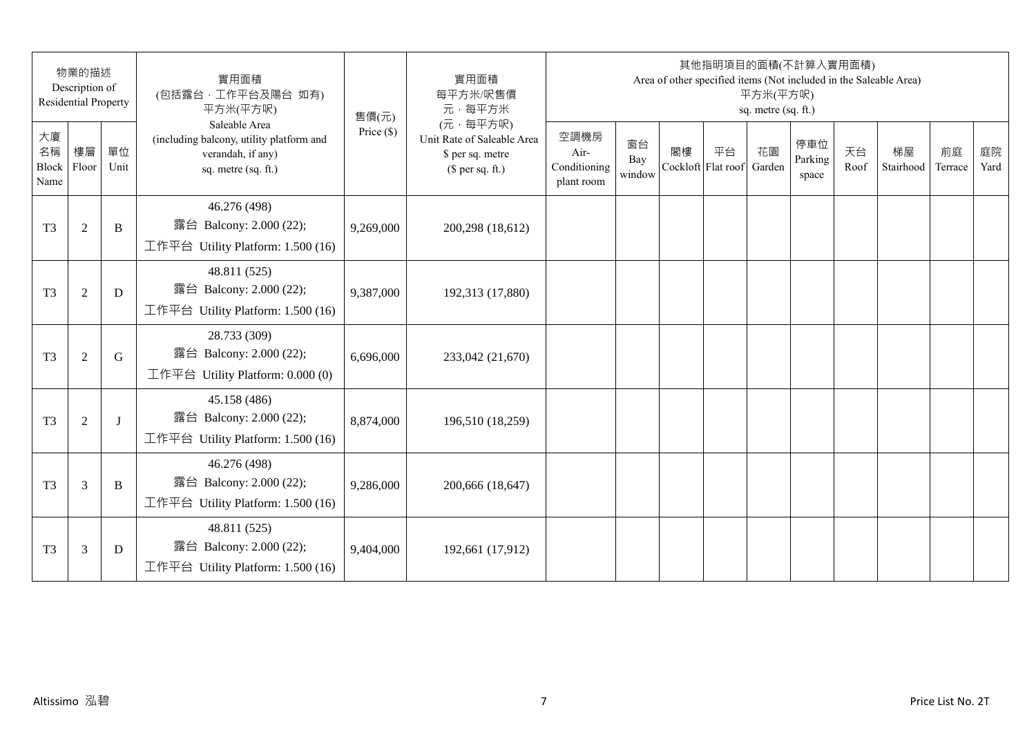| 物業的描述 Description of Residential Property | | | 實用面積 (包括露台，工作平台及陽台 如有) 平方米(平方呎) Saleable Area (including balcony, utility platform and verandah, if any) sq. metre (sq. ft.) | 售價(元) Price ($) | 實用面積 每平方米/呎售價 元，每平方米 (元，每平方呎) Unit Rate of Saleable Area $ per sq. metre ($ per sq. ft.) | 其他指明項目的面積(不計算入實用面積) Area of other specified items (Not included in the Saleable Area) 平方米(平方呎) sq. metre (sq. ft.) | | | | | | | | | |
|---|---|---|---|---|---|---|---|---|---|---|---|---|---|---|---|
| 大廈名稱 Block Name | 樓層 Floor | 單位 Unit | | | | 空調機房 Air-Conditioning plant room | 窗台 Bay window | 閣樓 Cockloft | 平台 Flat roof | 花園 Garden | 停車位 Parking space | 天台 Roof | 梯屋 Stairhood | 前庭 Terrace | 庭院 Yard |
| T3 | 2 | B | 46.276 (498) 露台 Balcony: 2.000 (22); 工作平台 Utility Platform: 1.500 (16) | 9,269,000 | 200,298 (18,612) | | | | | | | | | | |
| T3 | 2 | D | 48.811 (525) 露台 Balcony: 2.000 (22); 工作平台 Utility Platform: 1.500 (16) | 9,387,000 | 192,313 (17,880) | | | | | | | | | | |
| T3 | 2 | G | 28.733 (309) 露台 Balcony: 2.000 (22); 工作平台 Utility Platform: 0.000 (0) | 6,696,000 | 233,042 (21,670) | | | | | | | | | | |
| T3 | 2 | J | 45.158 (486) 露台 Balcony: 2.000 (22); 工作平台 Utility Platform: 1.500 (16) | 8,874,000 | 196,510 (18,259) | | | | | | | | | | |
| T3 | 3 | B | 46.276 (498) 露台 Balcony: 2.000 (22); 工作平台 Utility Platform: 1.500 (16) | 9,286,000 | 200,666 (18,647) | | | | | | | | | | |
| T3 | 3 | D | 48.811 (525) 露台 Balcony: 2.000 (22); 工作平台 Utility Platform: 1.500 (16) | 9,404,000 | 192,661 (17,912) | | | | | | | | | | |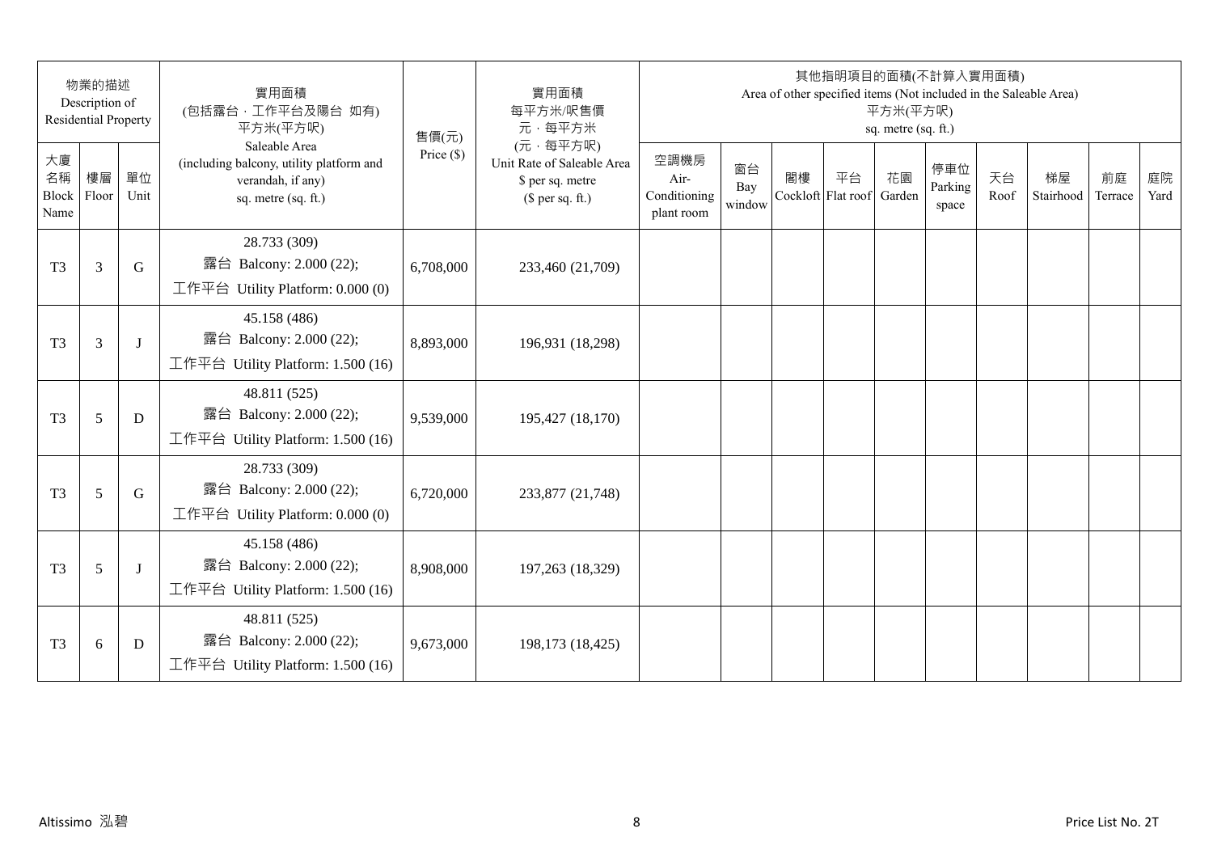| 物業的描述 Description of Residential Property | | | 實用面積 (包括露台，工作平台及陽台 如有) 平方米(平方呎) Saleable Area (including balcony, utility platform and verandah, if any) sq. metre (sq. ft.) | 售價(元) Price ($) | 實用面積 每平方米/呎售價 元，每平方米 (元，每平方呎) Unit Rate of Saleable Area $ per sq. metre ($ per sq. ft.) | 其他指明項目的面積(不計算入實用面積) Area of other specified items (Not included in the Saleable Area) 平方米(平方呎) sq. metre (sq. ft.) | | | | | | | | | |
|---|---|---|---|---|---|---|---|---|---|---|---|---|---|---|---|
| 大廈名稱 Block Name | 樓層 Floor | 單位 Unit | | | | 空調機房 Air-Conditioning plant room | 窗台 Bay window | 閣樓 Cockloft | 平台 Flat roof | 花園 Garden | 停車位 Parking space | 天台 Roof | 梯屋 Stairhood | 前庭 Terrace | 庭院 Yard |
| T3 | 3 | G | 28.733 (309) 露台 Balcony: 2.000 (22); 工作平台 Utility Platform: 0.000 (0) | 6,708,000 | 233,460 (21,709) | | | | | | | | | | |
| T3 | 3 | J | 45.158 (486) 露台 Balcony: 2.000 (22); 工作平台 Utility Platform: 1.500 (16) | 8,893,000 | 196,931 (18,298) | | | | | | | | | | |
| T3 | 5 | D | 48.811 (525) 露台 Balcony: 2.000 (22); 工作平台 Utility Platform: 1.500 (16) | 9,539,000 | 195,427 (18,170) | | | | | | | | | | |
| T3 | 5 | G | 28.733 (309) 露台 Balcony: 2.000 (22); 工作平台 Utility Platform: 0.000 (0) | 6,720,000 | 233,877 (21,748) | | | | | | | | | | |
| T3 | 5 | J | 45.158 (486) 露台 Balcony: 2.000 (22); 工作平台 Utility Platform: 1.500 (16) | 8,908,000 | 197,263 (18,329) | | | | | | | | | | |
| T3 | 6 | D | 48.811 (525) 露台 Balcony: 2.000 (22); 工作平台 Utility Platform: 1.500 (16) | 9,673,000 | 198,173 (18,425) | | | | | | | | | | |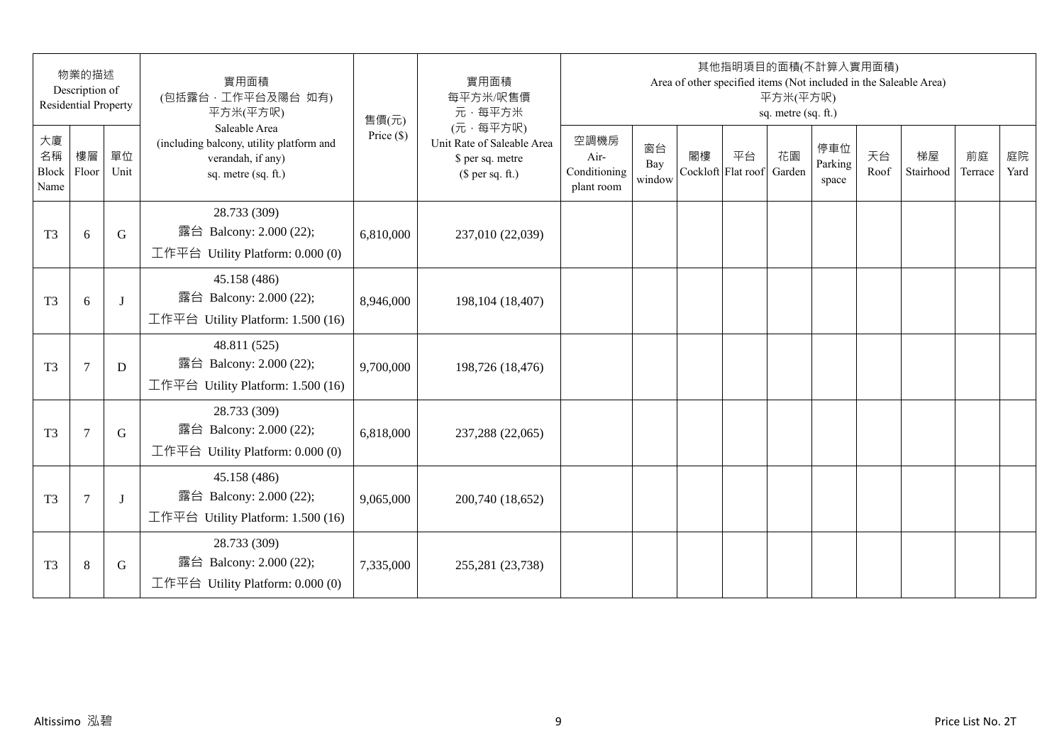| 物業的描述 Description of Residential Property | | | 實用面積 (包括露台．工作平台及陽台 如有) 平方米(平方呎) | 售價(元) | 實用面積 每平方米/呎售價 元．每平方米 | 其他指明項目的面積(不計算入實用面積) Area of other specified items (Not included in the Saleable Area) 平方米(平方呎) sq. metre (sq. ft.) | | | | | | | | | |
|---|---|---|---|---|---|---|---|---|---|---|---|---|---|---|---|
| 大廈名稱 Block Name | 樓層 Floor | 單位 Unit | Saleable Area (including balcony, utility platform and verandah, if any) sq. metre (sq. ft.) | Price ($) | (元．每平方呎) Unit Rate of Saleable Area $ per sq. metre ($ per sq. ft.) | 空調機房 Air-Conditioning plant room | 窗台 Bay window | 閣樓 Cockloft | 平台 Flat roof | 花園 Garden | 停車位 Parking space | 天台 Roof | 梯屋 Stairhood | 前庭 Terrace | 庭院 Yard |
| T3 | 6 | G | 28.733 (309)<br>露台 Balcony: 2.000 (22);<br>工作平台 Utility Platform: 0.000 (0) | 6,810,000 | 237,010 (22,039) | | | | | | | | | | |
| T3 | 6 | J | 45.158 (486)<br>露台 Balcony: 2.000 (22);<br>工作平台 Utility Platform: 1.500 (16) | 8,946,000 | 198,104 (18,407) | | | | | | | | | | |
| T3 | 7 | D | 48.811 (525)<br>露台 Balcony: 2.000 (22);<br>工作平台 Utility Platform: 1.500 (16) | 9,700,000 | 198,726 (18,476) | | | | | | | | | | |
| T3 | 7 | G | 28.733 (309)<br>露台 Balcony: 2.000 (22);<br>工作平台 Utility Platform: 0.000 (0) | 6,818,000 | 237,288 (22,065) | | | | | | | | | | |
| T3 | 7 | J | 45.158 (486)<br>露台 Balcony: 2.000 (22);<br>工作平台 Utility Platform: 1.500 (16) | 9,065,000 | 200,740 (18,652) | | | | | | | | | | |
| T3 | 8 | G | 28.733 (309)<br>露台 Balcony: 2.000 (22);<br>工作平台 Utility Platform: 0.000 (0) | 7,335,000 | 255,281 (23,738) | | | | | | | | | | |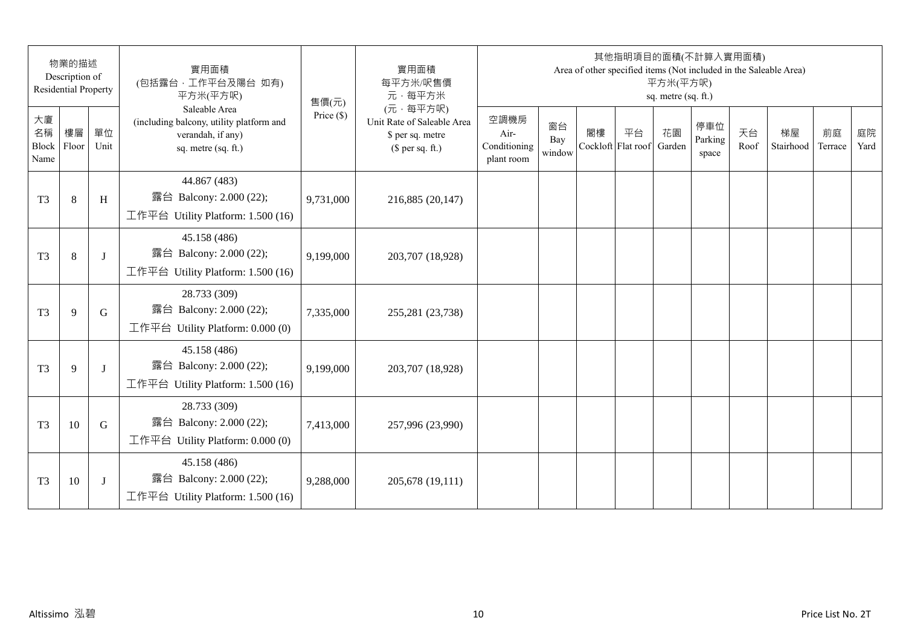| 物業的描述 Description of Residential Property | | | 實用面積 (包括露台．工作平台及陽台 如有) 平方米(平方呎) Saleable Area (including balcony, utility platform and verandah, if any) sq. metre (sq. ft.) | 售價(元) Price ($) | 實用面積 每平方米/呎售價 元，每平方米 (元，每平方呎) Unit Rate of Saleable Area $ per sq. metre ($ per sq. ft.) | 其他指明項目的面積(不計算入實用面積) Area of other specified items (Not included in the Saleable Area) 平方米(平方呎) sq. metre (sq. ft.) | | | | | | | | | |
|---|---|---|---|---|---|---|---|---|---|---|---|---|---|---|---|
| 大廈名稱 Block Name | 樓層 Floor | 單位 Unit | | | | 空調機房 Air-Conditioning plant room | 窗台 Bay window | 閣樓 Cockloft | 平台 Flat roof | 花園 Garden | 停車位 Parking space | 天台 Roof | 梯屋 Stairhood | 前庭 Terrace | 庭院 Yard |
| T3 | 8 | H | 44.867 (483) 露台 Balcony: 2.000 (22); 工作平台 Utility Platform: 1.500 (16) | 9,731,000 | 216,885 (20,147) | | | | | | | | | | |
| T3 | 8 | J | 45.158 (486) 露台 Balcony: 2.000 (22); 工作平台 Utility Platform: 1.500 (16) | 9,199,000 | 203,707 (18,928) | | | | | | | | | | |
| T3 | 9 | G | 28.733 (309) 露台 Balcony: 2.000 (22); 工作平台 Utility Platform: 0.000 (0) | 7,335,000 | 255,281 (23,738) | | | | | | | | | | |
| T3 | 9 | J | 45.158 (486) 露台 Balcony: 2.000 (22); 工作平台 Utility Platform: 1.500 (16) | 9,199,000 | 203,707 (18,928) | | | | | | | | | | |
| T3 | 10 | G | 28.733 (309) 露台 Balcony: 2.000 (22); 工作平台 Utility Platform: 0.000 (0) | 7,413,000 | 257,996 (23,990) | | | | | | | | | | |
| T3 | 10 | J | 45.158 (486) 露台 Balcony: 2.000 (22); 工作平台 Utility Platform: 1.500 (16) | 9,288,000 | 205,678 (19,111) | | | | | | | | | | |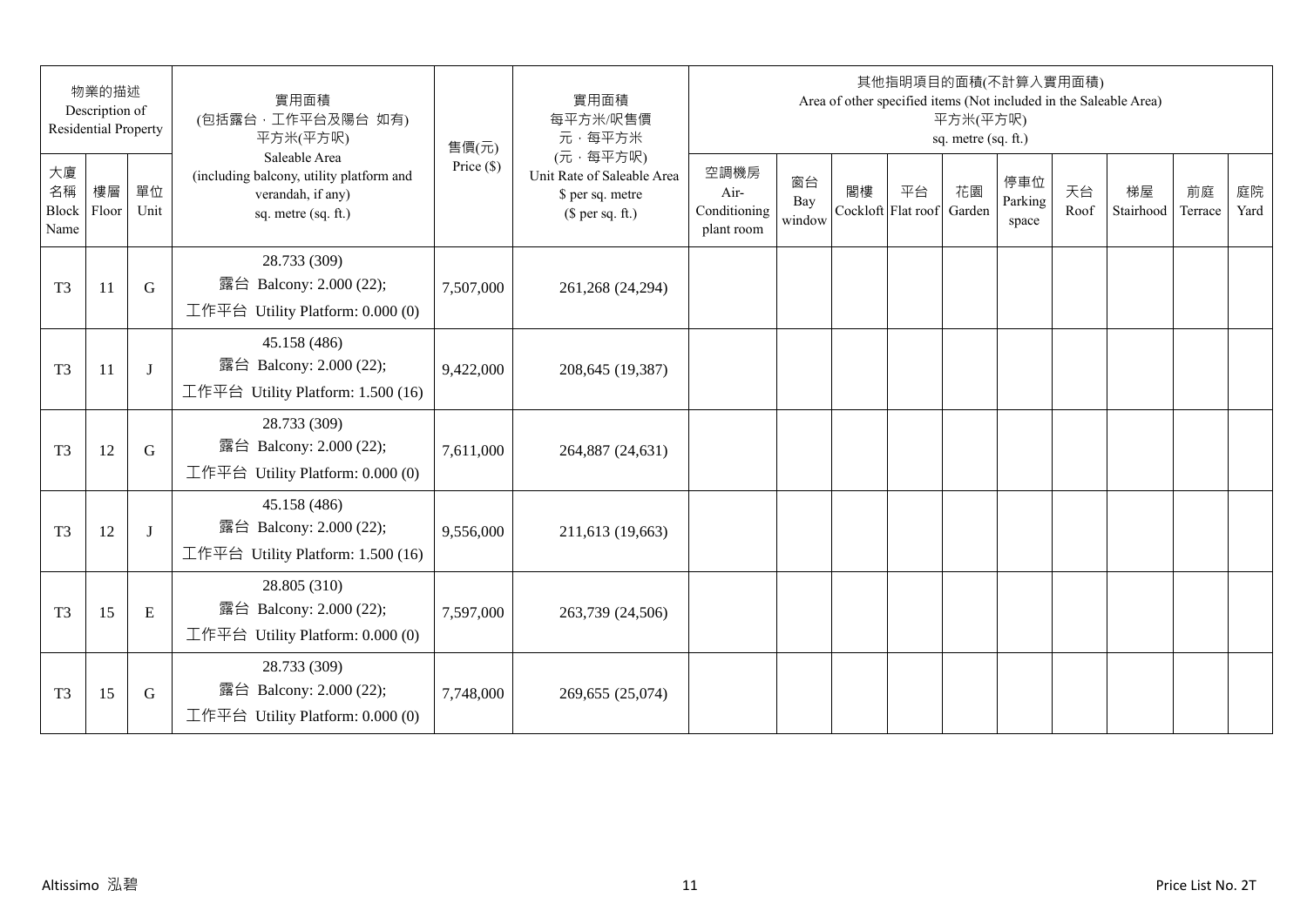| 物業的描述 Description of Residential Property | | | 實用面積 (包括露台，工作平台及陽台 如有) 平方米(平方呎) Saleable Area (including balcony, utility platform and verandah, if any) sq. metre (sq. ft.) | 售價(元) Price ($) | 實用面積 每平方米/呎售價 元，每平方米 (元，每平方呎) Unit Rate of Saleable Area $ per sq. metre ($ per sq. ft.) | 其他指明項目的面積(不計算入實用面積) Area of other specified items (Not included in the Saleable Area) 平方米(平方呎) sq. metre (sq. ft.) | | | | | | | | | |
|---|---|---|---|---|---|---|---|---|---|---|---|---|---|---|---|
| 大廈名稱 Block Name | 樓層 Floor | 單位 Unit | | | | 空調機房 Air-Conditioning plant room | 窗台 Bay window | 閣樓 Cockloft | 平台 Flat roof | 花園 Garden | 停車位 Parking space | 天台 Roof | 梯屋 Stairhood | 前庭 Terrace | 庭院 Yard |
| T3 | 11 | G | 28.733 (309) 露台 Balcony: 2.000 (22); 工作平台 Utility Platform: 0.000 (0) | 7,507,000 | 261,268 (24,294) | | | | | | | | | | |
| T3 | 11 | J | 45.158 (486) 露台 Balcony: 2.000 (22); 工作平台 Utility Platform: 1.500 (16) | 9,422,000 | 208,645 (19,387) | | | | | | | | | | |
| T3 | 12 | G | 28.733 (309) 露台 Balcony: 2.000 (22); 工作平台 Utility Platform: 0.000 (0) | 7,611,000 | 264,887 (24,631) | | | | | | | | | | |
| T3 | 12 | J | 45.158 (486) 露台 Balcony: 2.000 (22); 工作平台 Utility Platform: 1.500 (16) | 9,556,000 | 211,613 (19,663) | | | | | | | | | | |
| T3 | 15 | E | 28.805 (310) 露台 Balcony: 2.000 (22); 工作平台 Utility Platform: 0.000 (0) | 7,597,000 | 263,739 (24,506) | | | | | | | | | | |
| T3 | 15 | G | 28.733 (309) 露台 Balcony: 2.000 (22); 工作平台 Utility Platform: 0.000 (0) | 7,748,000 | 269,655 (25,074) | | | | | | | | | | |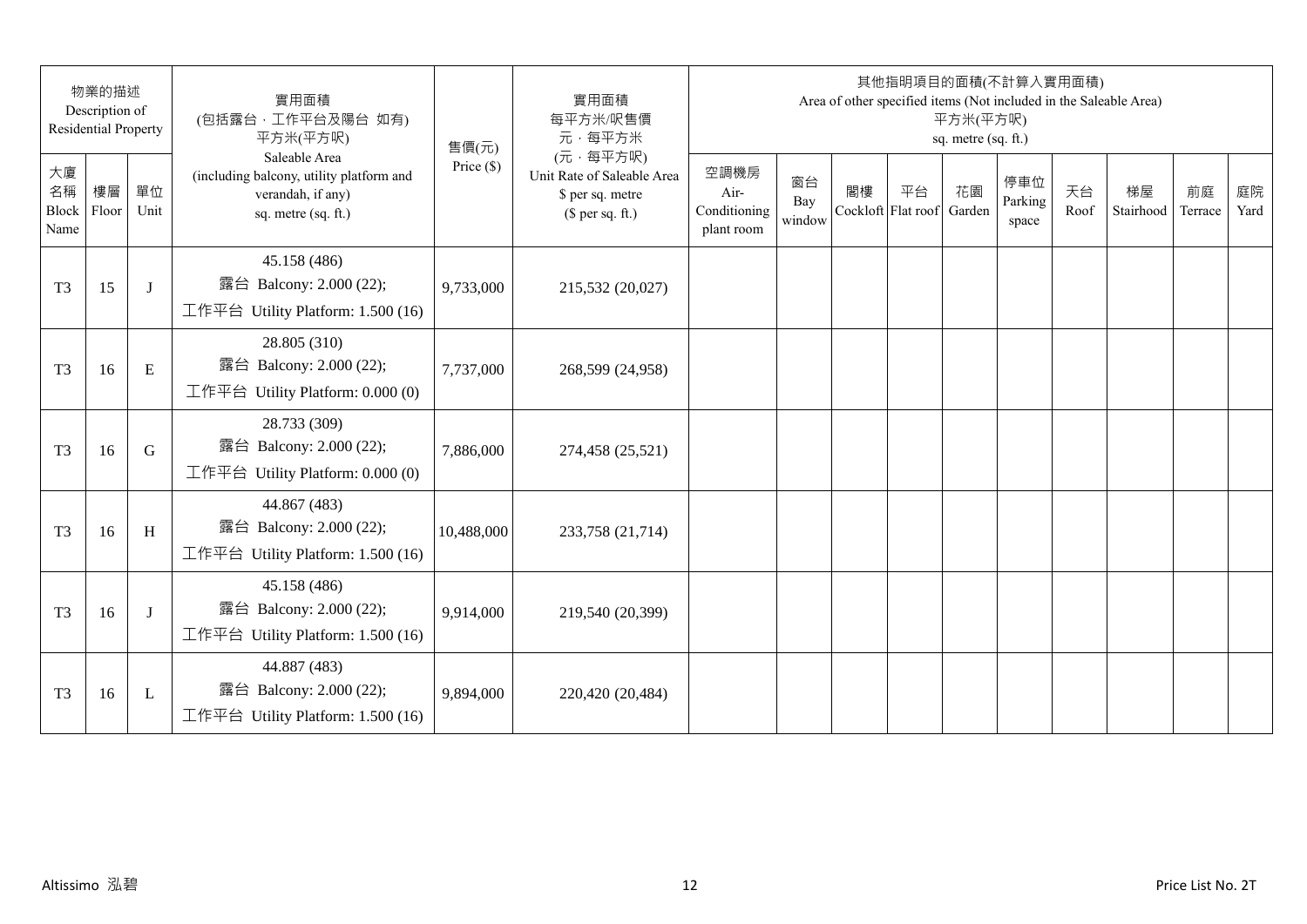| 物業的描述 Description of Residential Property | | | 實用面積 (包括露台，工作平台及陽台 如有) 平方米(平方呎) Saleable Area (including balcony, utility platform and verandah, if any) sq. metre (sq. ft.) | 售價(元) Price ($) | 實用面積 每平方米/呎售價 元，每平方米 (元，每平方呎) Unit Rate of Saleable Area $ per sq. metre ($ per sq. ft.) | 其他指明項目的面積(不計算入實用面積) Area of other specified items (Not included in the Saleable Area) 平方米(平方呎) sq. metre (sq. ft.) | | | | | | | | | |
|---|---|---|---|---|---|---|---|---|---|---|---|---|---|---|---|
| 大廈名稱 Block Name | 樓層 Floor | 單位 Unit | | | | 空調機房 Air-Conditioning plant room | 窗台 Bay window | 閣樓 Cockloft | 平台 Flat roof | 花園 Garden | 停車位 Parking space | 天台 Roof | 梯屋 Stairhood | 前庭 Terrace | 庭院 Yard |
| T3 | 15 | J | 45.158 (486) 露台 Balcony: 2.000 (22); 工作平台 Utility Platform: 1.500 (16) | 9,733,000 | 215,532 (20,027) | | | | | | | | | | |
| T3 | 16 | E | 28.805 (310) 露台 Balcony: 2.000 (22); 工作平台 Utility Platform: 0.000 (0) | 7,737,000 | 268,599 (24,958) | | | | | | | | | | |
| T3 | 16 | G | 28.733 (309) 露台 Balcony: 2.000 (22); 工作平台 Utility Platform: 0.000 (0) | 7,886,000 | 274,458 (25,521) | | | | | | | | | | |
| T3 | 16 | H | 44.867 (483) 露台 Balcony: 2.000 (22); 工作平台 Utility Platform: 1.500 (16) | 10,488,000 | 233,758 (21,714) | | | | | | | | | | |
| T3 | 16 | J | 45.158 (486) 露台 Balcony: 2.000 (22); 工作平台 Utility Platform: 1.500 (16) | 9,914,000 | 219,540 (20,399) | | | | | | | | | | |
| T3 | 16 | L | 44.887 (483) 露台 Balcony: 2.000 (22); 工作平台 Utility Platform: 1.500 (16) | 9,894,000 | 220,420 (20,484) | | | | | | | | | | |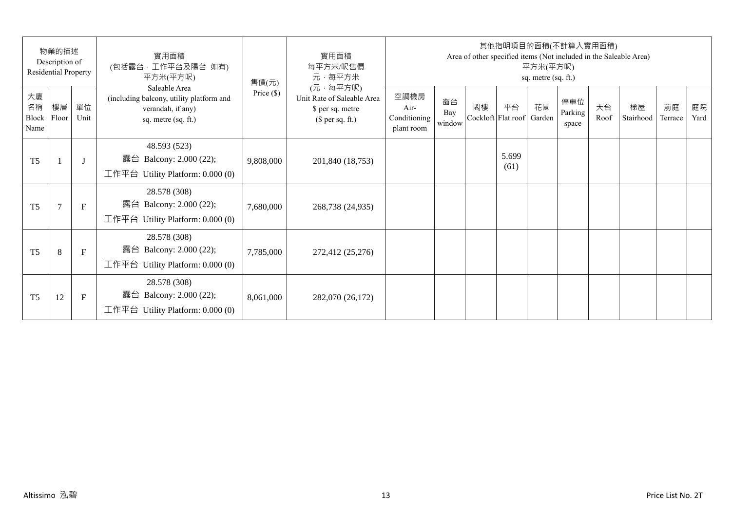| 物業的描述 Description of Residential Property | | | 實用面積 (包括露台，工作平台及陽台 如有) 平方米(平方呎) Saleable Area (including balcony, utility platform and verandah, if any) sq. metre (sq. ft.) | 售價(元) Price ($) | 實用面積 每平方米/呎售價 元，每平方米 (元，每平方呎) Unit Rate of Saleable Area $ per sq. metre ($ per sq. ft.) | 其他指明項目的面積(不計算入實用面積) Area of other specified items (Not included in the Saleable Area) 平方米(平方呎) sq. metre (sq. ft.) | | | | | | | | | |
|---|---|---|---|---|---|---|---|---|---|---|---|---|---|---|---|
| 大廈名稱 Block Name | 樓層 Floor | 單位 Unit | | | | 空調機房 Air-Conditioning plant room | 窗台 Bay window | 閣樓 Cockloft | 平台 Flat roof | 花園 Garden | 停車位 Parking space | 天台 Roof | 梯屋 Stairhood | 前庭 Terrace | 庭院 Yard |
| T5 | 1 | J | 48.593 (523) 露台 Balcony: 2.000 (22); 工作平台 Utility Platform: 0.000 (0) | 9,808,000 | 201,840 (18,753) | | | | 5.699 (61) | | | | | | |
| T5 | 7 | F | 28.578 (308) 露台 Balcony: 2.000 (22); 工作平台 Utility Platform: 0.000 (0) | 7,680,000 | 268,738 (24,935) | | | | | | | | | | |
| T5 | 8 | F | 28.578 (308) 露台 Balcony: 2.000 (22); 工作平台 Utility Platform: 0.000 (0) | 7,785,000 | 272,412 (25,276) | | | | | | | | | | |
| T5 | 12 | F | 28.578 (308) 露台 Balcony: 2.000 (22); 工作平台 Utility Platform: 0.000 (0) | 8,061,000 | 282,070 (26,172) | | | | | | | | | | |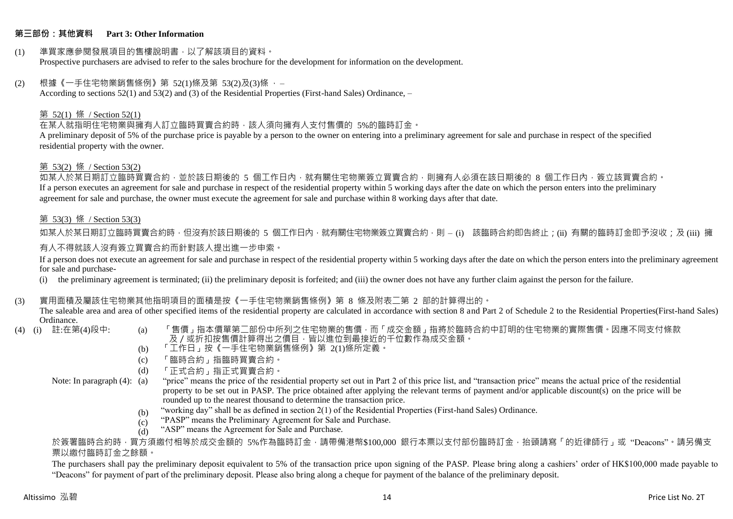## 第三部份：其他資料 Part 3: Other Information

(1) 準買家應參閱發展項目的售樓說明書，以了解該項目的資料。
Prospective purchasers are advised to refer to the sales brochure for the development for information on the development.

(2) 根據《一手住宅物業銷售條例》第 52(1)條及第 53(2)及(3)條 ，–
According to sections 52(1) and 53(2) and (3) of the Residential Properties (First-hand Sales) Ordinance, –

第 52(1) 條 / Section 52(1)

在某人就指明住宅物業與擁有人訂立臨時買賣合約時，該人須向擁有人支付售價的 5%的臨時訂金。
A preliminary deposit of 5% of the purchase price is payable by a person to the owner on entering into a preliminary agreement for sale and purchase in respect of the specified residential property with the owner.

第 53(2) 條 / Section 53(2)

如某人於某日期訂立臨時買賣合約，並於該日期後的 5 個工作日內，就有關住宅物業簽立買賣合約，則擁有人必須在該日期後的 8 個工作日內，簽立該買賣合約。
If a person executes an agreement for sale and purchase in respect of the residential property within 5 working days after the date on which the person enters into the preliminary agreement for sale and purchase, the owner must execute the agreement for sale and purchase within 8 working days after that date.

第 53(3) 條 / Section 53(3)

如某人於某日期訂立臨時買賣合約時，但沒有於該日期後的 5 個工作日內，就有關住宅物業簽立買賣合約，則 – (i) 該臨時合約即告終止；(ii) 有關的臨時訂金即予沒收；及 (iii) 擁有人不得就該人沒有簽立買賣合約而針對該人提出進一步申索。

If a person does not execute an agreement for sale and purchase in respect of the residential property within 5 working days after the date on which the person enters into the preliminary agreement for sale and purchase-

(i) the preliminary agreement is terminated; (ii) the preliminary deposit is forfeited; and (iii) the owner does not have any further claim against the person for the failure.

(3) 實用面積及屬該住宅物業其他指明項目的面積是按《一手住宅物業銷售條例》第 8 條及附表二第 2 部的計算得出的。
The saleable area and area of other specified items of the residential property are calculated in accordance with section 8 and Part 2 of Schedule 2 to the Residential Properties(First-hand Sales) Ordinance.

(4) (i) 註:在第(4)段中:
(a) 「售價」指本價單第二部份中所列之住宅物業的售價，而「成交金額」指將於臨時合約中訂明的住宅物業的實際售價。因應不同支付條款及／或折扣按售價計算得出之價目，皆以進位到最接近的千位數作為成交金額。
(b) 「工作日」按《一手住宅物業銷售條例》第 2(1)條所定義。
(c) 「臨時合約」指臨時買賣合約。
(d) 「正式合約」指正式買賣合約。

Note: In paragraph (4):
(a) "price" means the price of the residential property set out in Part 2 of this price list, and "transaction price" means the actual price of the residential property to be set out in PASP. The price obtained after applying the relevant terms of payment and/or applicable discount(s) on the price will be rounded up to the nearest thousand to determine the transaction price.
(b) "working day" shall be as defined in section 2(1) of the Residential Properties (First-hand Sales) Ordinance.
(c) "PASP" means the Preliminary Agreement for Sale and Purchase.
(d) "ASP" means the Agreement for Sale and Purchase.

於簽署臨時合約時，買方須繳付相等於成交金額的 5%作為臨時訂金，請帶備港幣$100,000 銀行本票以支付部份臨時訂金，抬頭請寫「的近律師行」或 "Deacons"。請另備支票以繳付臨時訂金之餘額。

The purchasers shall pay the preliminary deposit equivalent to 5% of the transaction price upon signing of the PASP. Please bring along a cashiers' order of HK$100,000 made payable to "Deacons" for payment of part of the preliminary deposit. Please also bring along a cheque for payment of the balance of the preliminary deposit.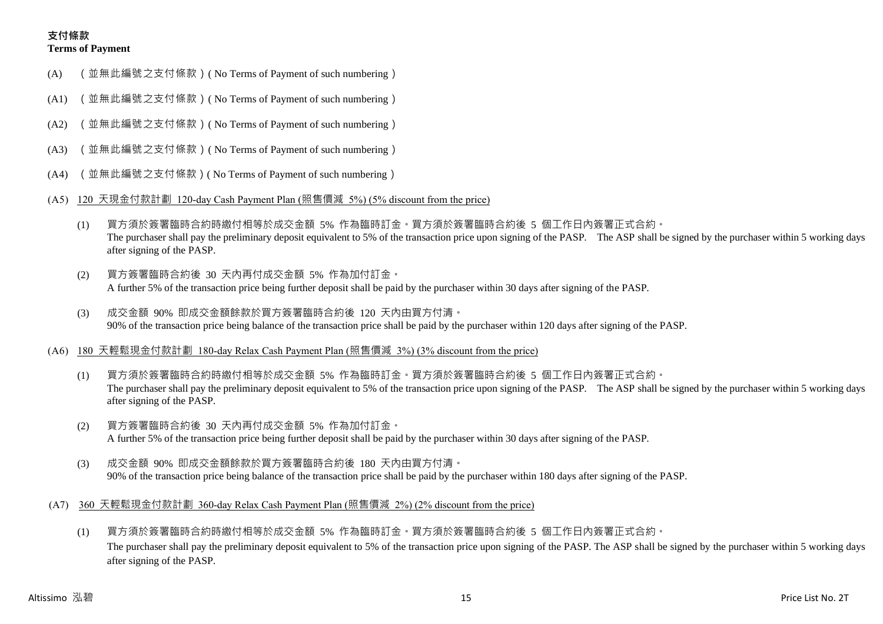## 支付條款
**Terms of Payment**

(A) （並無此編號之支付條款）( No Terms of Payment of such numbering )

(A1) （並無此編號之支付條款）( No Terms of Payment of such numbering )

(A2) （並無此編號之支付條款）( No Terms of Payment of such numbering )

(A3) （並無此編號之支付條款）( No Terms of Payment of such numbering )

(A4) （並無此編號之支付條款）( No Terms of Payment of such numbering )

(A5) 120 天現金付款計劃 120-day Cash Payment Plan (照售價減 5%) (5% discount from the price)

(1) 買方須於簽署臨時合約時繳付相等於成交金額 5% 作為臨時訂金。買方須於簽署臨時合約後 5 個工作日內簽署正式合約。
The purchaser shall pay the preliminary deposit equivalent to 5% of the transaction price upon signing of the PASP. The ASP shall be signed by the purchaser within 5 working days after signing of the PASP.

(2) 買方簽署臨時合約後 30 天內再付成交金額 5% 作為加付訂金。
A further 5% of the transaction price being further deposit shall be paid by the purchaser within 30 days after signing of the PASP.

(3) 成交金額 90% 即成交金額餘款於買方簽署臨時合約後 120 天內由買方付清。
90% of the transaction price being balance of the transaction price shall be paid by the purchaser within 120 days after signing of the PASP.

(A6) 180 天輕鬆現金付款計劃 180-day Relax Cash Payment Plan (照售價減 3%) (3% discount from the price)

(1) 買方須於簽署臨時合約時繳付相等於成交金額 5% 作為臨時訂金。買方須於簽署臨時合約後 5 個工作日內簽署正式合約。
The purchaser shall pay the preliminary deposit equivalent to 5% of the transaction price upon signing of the PASP. The ASP shall be signed by the purchaser within 5 working days after signing of the PASP.

(2) 買方簽署臨時合約後 30 天內再付成交金額 5% 作為加付訂金。
A further 5% of the transaction price being further deposit shall be paid by the purchaser within 30 days after signing of the PASP.

(3) 成交金額 90% 即成交金額餘款於買方簽署臨時合約後 180 天內由買方付清。
90% of the transaction price being balance of the transaction price shall be paid by the purchaser within 180 days after signing of the PASP.

(A7) 360 天輕鬆現金付款計劃 360-day Relax Cash Payment Plan (照售價減 2%) (2% discount from the price)

(1) 買方須於簽署臨時合約時繳付相等於成交金額 5% 作為臨時訂金。買方須於簽署臨時合約後 5 個工作日內簽署正式合約。
The purchaser shall pay the preliminary deposit equivalent to 5% of the transaction price upon signing of the PASP. The ASP shall be signed by the purchaser within 5 working days after signing of the PASP.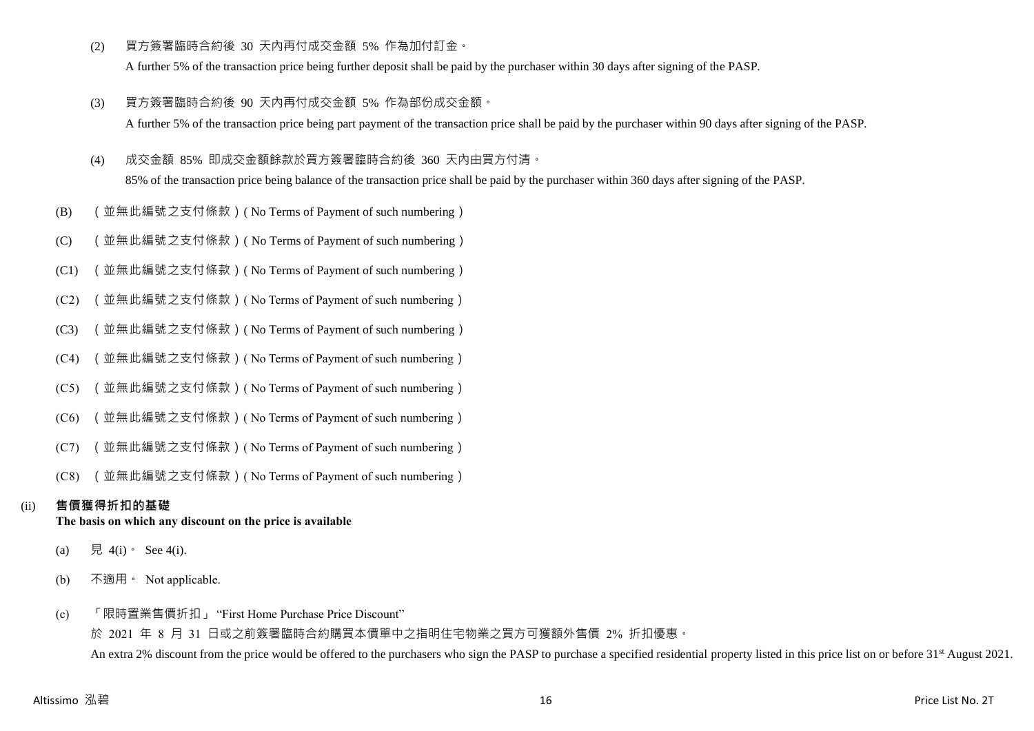(2) 買方簽署臨時合約後 30 天內再付成交金額 5% 作為加付訂金。
A further 5% of the transaction price being further deposit shall be paid by the purchaser within 30 days after signing of the PASP.

(3) 買方簽署臨時合約後 90 天內再付成交金額 5% 作為部份成交金額。
A further 5% of the transaction price being part payment of the transaction price shall be paid by the purchaser within 90 days after signing of the PASP.

(4) 成交金額 85% 即成交金額餘款於買方簽署臨時合約後 360 天內由買方付清。
85% of the transaction price being balance of the transaction price shall be paid by the purchaser within 360 days after signing of the PASP.

(B) （並無此編號之支付條款）( No Terms of Payment of such numbering）

(C) （並無此編號之支付條款）( No Terms of Payment of such numbering）

(C1) （並無此編號之支付條款）( No Terms of Payment of such numbering）

(C2) （並無此編號之支付條款）( No Terms of Payment of such numbering）

(C3) （並無此編號之支付條款）( No Terms of Payment of such numbering）

(C4) （並無此編號之支付條款）( No Terms of Payment of such numbering）

(C5) （並無此編號之支付條款）( No Terms of Payment of such numbering）

(C6) （並無此編號之支付條款）( No Terms of Payment of such numbering）

(C7) （並無此編號之支付條款）( No Terms of Payment of such numbering）

(C8) （並無此編號之支付條款）( No Terms of Payment of such numbering）

(ii) **售價獲得折扣的基礎**
**The basis on which any discount on the price is available**

(a) 見 4(i)。 See 4(i).

(b) 不適用。 Not applicable.

(c) 「限時置業售價折扣」 "First Home Purchase Price Discount"
於 2021 年 8 月 31 日或之前簽署臨時合約購買本價單中之指明住宅物業之買方可獲額外售價 2% 折扣優惠。
An extra 2% discount from the price would be offered to the purchasers who sign the PASP to purchase a specified residential property listed in this price list on or before 31st August 2021.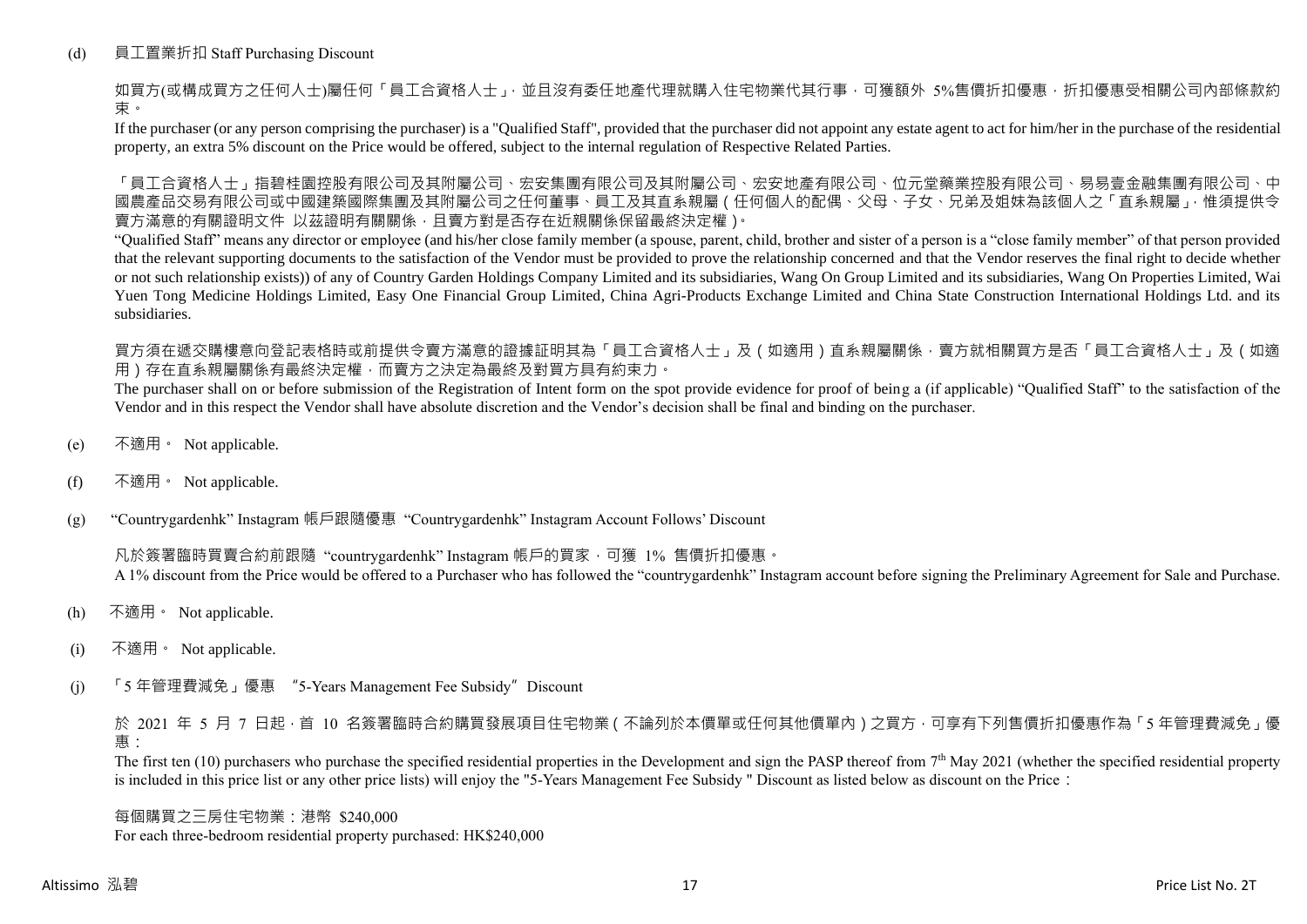(d) 員工置業折扣 Staff Purchasing Discount

如買方(或構成買方之任何人士)屬任何「員工合資格人士」，並且沒有委任地產代理就購入住宅物業代其行事，可獲額外 5%售價折扣優惠，折扣優惠受相關公司內部條款約束。

If the purchaser (or any person comprising the purchaser) is a "Qualified Staff", provided that the purchaser did not appoint any estate agent to act for him/her in the purchase of the residential property, an extra 5% discount on the Price would be offered, subject to the internal regulation of Respective Related Parties.

「員工合資格人士」指碧桂園控股有限公司及其附屬公司、宏安集團有限公司及其附屬公司、宏安地產有限公司、位元堂藥業控股有限公司、易易壹金融集團有限公司、中國農產品交易有限公司或中國建築國際集團及其附屬公司之任何董事、員工及其直系親屬（任何個人的配偶、父母、子女、兄弟及姐妹為該個人之「直系親屬」，惟須提供令賣方滿意的有關證明文件 以茲證明有關關係，且賣方對是否存在近親關係保留最終決定權）。

"Qualified Staff" means any director or employee (and his/her close family member (a spouse, parent, child, brother and sister of a person is a "close family member" of that person provided that the relevant supporting documents to the satisfaction of the Vendor must be provided to prove the relationship concerned and that the Vendor reserves the final right to decide whether or not such relationship exists)) of any of Country Garden Holdings Company Limited and its subsidiaries, Wang On Group Limited and its subsidiaries, Wang On Properties Limited, Wai Yuen Tong Medicine Holdings Limited, Easy One Financial Group Limited, China Agri-Products Exchange Limited and China State Construction International Holdings Ltd. and its subsidiaries.

買方須在遞交購樓意向登記表格時或前提供令賣方滿意的證據証明其為「員工合資格人士」及（如適用）直系親屬關係，賣方就相關買方是否「員工合資格人士」及（如適用）存在直系親屬關係有最終決定權，而賣方之決定為最終及對買方具有約束力。

The purchaser shall on or before submission of the Registration of Intent form on the spot provide evidence for proof of being a (if applicable) "Qualified Staff" to the satisfaction of the Vendor and in this respect the Vendor shall have absolute discretion and the Vendor's decision shall be final and binding on the purchaser.

(e) 不適用。 Not applicable.

(f) 不適用。 Not applicable.

(g) "Countrygardenhk" Instagram 帳戶跟隨優惠 "Countrygardenhk" Instagram Account Follows' Discount

凡於簽署臨時買賣合約前跟隨 "countrygardenhk" Instagram 帳戶的買家，可獲 1% 售價折扣優惠。

A 1% discount from the Price would be offered to a Purchaser who has followed the "countrygardenhk" Instagram account before signing the Preliminary Agreement for Sale and Purchase.

(h) 不適用。 Not applicable.

(i) 不適用。 Not applicable.

(j) 「5 年管理費減免」優惠 "5-Years Management Fee Subsidy" Discount

於 2021 年 5 月 7 日起，首 10 名簽署臨時合約購買發展項目住宅物業（不論列於本價單或任何其他價單內）之買方，可享有下列售價折扣優惠作為「5 年管理費減免」優惠：

The first ten (10) purchasers who purchase the specified residential properties in the Development and sign the PASP thereof from 7th May 2021 (whether the specified residential property is included in this price list or any other price lists) will enjoy the "5-Years Management Fee Subsidy " Discount as listed below as discount on the Price：

每個購買之三房住宅物業：港幣 $240,000

For each three-bedroom residential property purchased: HK$240,000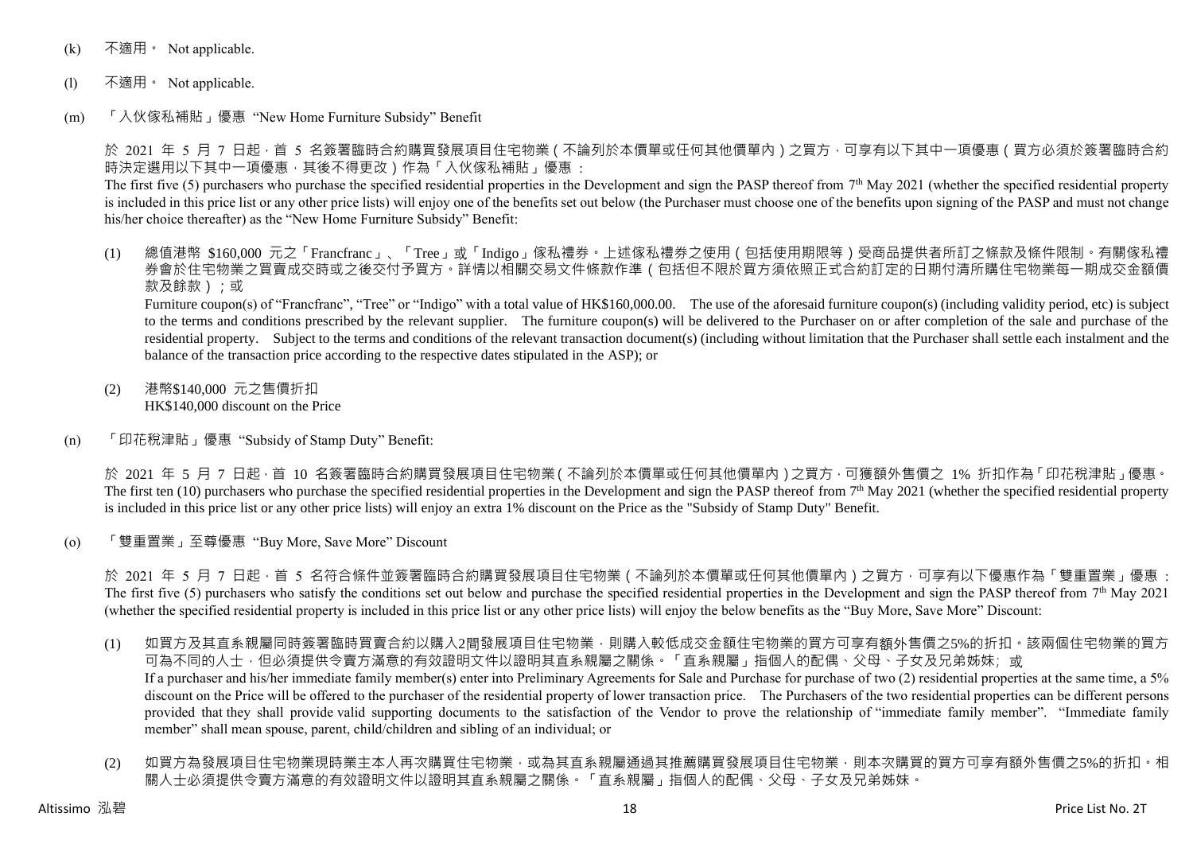(k) 不適用。 Not applicable.

(l) 不適用。 Not applicable.

(m) 「入伙傢私補貼」優惠 "New Home Furniture Subsidy" Benefit

於 2021 年 5 月 7 日起，首 5 名簽署臨時合約購買發展項目住宅物業（不論列於本價單或任何其他價單內）之買方，可享有以下其中一項優惠（買方必須於簽署臨時合約時決定選用以下其中一項優惠，其後不得更改）作為「入伙傢私補貼」優惠 ：

The first five (5) purchasers who purchase the specified residential properties in the Development and sign the PASP thereof from 7th May 2021 (whether the specified residential property is included in this price list or any other price lists) will enjoy one of the benefits set out below (the Purchaser must choose one of the benefits upon signing of the PASP and must not change his/her choice thereafter) as the "New Home Furniture Subsidy" Benefit:

(1) 總值港幣 $160,000 元之「Francfranc」、「Tree」或「Indigo」傢私禮券。上述傢私禮券之使用（包括使用期限等）受商品提供者所訂之條款及條件限制。有關傢私禮券會於住宅物業之買賣成交時或之後交付予買方。詳情以相關交易文件條款作準（包括但不限於買方須依照正式合約訂定的日期付清所購住宅物業每一期成交金額價款及餘款）；或

Furniture coupon(s) of "Francfranc", "Tree" or "Indigo" with a total value of HK$160,000.00. The use of the aforesaid furniture coupon(s) (including validity period, etc) is subject to the terms and conditions prescribed by the relevant supplier. The furniture coupon(s) will be delivered to the Purchaser on or after completion of the sale and purchase of the residential property. Subject to the terms and conditions of the relevant transaction document(s) (including without limitation that the Purchaser shall settle each instalment and the balance of the transaction price according to the respective dates stipulated in the ASP); or

(2) 港幣$140,000 元之售價折扣
HK$140,000 discount on the Price

(n) 「印花稅津貼」優惠 "Subsidy of Stamp Duty" Benefit:

於 2021 年 5 月 7 日起，首 10 名簽署臨時合約購買發展項目住宅物業（不論列於本價單或任何其他價單內）之買方，可獲額外售價之 1% 折扣作為「印花稅津貼」優惠。
The first ten (10) purchasers who purchase the specified residential properties in the Development and sign the PASP thereof from 7th May 2021 (whether the specified residential property is included in this price list or any other price lists) will enjoy an extra 1% discount on the Price as the "Subsidy of Stamp Duty" Benefit.

(o) 「雙重置業」至尊優惠 "Buy More, Save More" Discount

於 2021 年 5 月 7 日起，首 5 名符合條件並簽署臨時合約購買發展項目住宅物業（不論列於本價單或任何其他價單內）之買方，可享有以下優惠作為「雙重置業」優惠 ：
The first five (5) purchasers who satisfy the conditions set out below and purchase the specified residential properties in the Development and sign the PASP thereof from 7th May 2021 (whether the specified residential property is included in this price list or any other price lists) will enjoy the below benefits as the "Buy More, Save More" Discount:

(1) 如買方及其直系親屬同時簽署臨時買賣合約以購入2間發展項目住宅物業，則購入較低成交金額住宅物業的買方可享有額外售價之5%的折扣。該兩個住宅物業的買方可為不同的人士，但必須提供令賣方滿意的有效證明文件以證明其直系親屬之關係。「直系親屬」指個人的配偶、父母、子女及兄弟姊妹; 或
If a purchaser and his/her immediate family member(s) enter into Preliminary Agreements for Sale and Purchase for purchase of two (2) residential properties at the same time, a 5% discount on the Price will be offered to the purchaser of the residential property of lower transaction price. The Purchasers of the two residential properties can be different persons provided that they shall provide valid supporting documents to the satisfaction of the Vendor to prove the relationship of "immediate family member". "Immediate family member" shall mean spouse, parent, child/children and sibling of an individual; or

(2) 如買方為發展項目住宅物業現時業主本人再次購買住宅物業，或為其直系親屬通過其推薦購買發展項目住宅物業，則本次購買的買方可享有額外售價之5%的折扣。相關人士必須提供令賣方滿意的有效證明文件以證明其直系親屬之關係。「直系親屬」指個人的配偶、父母、子女及兄弟姊妹。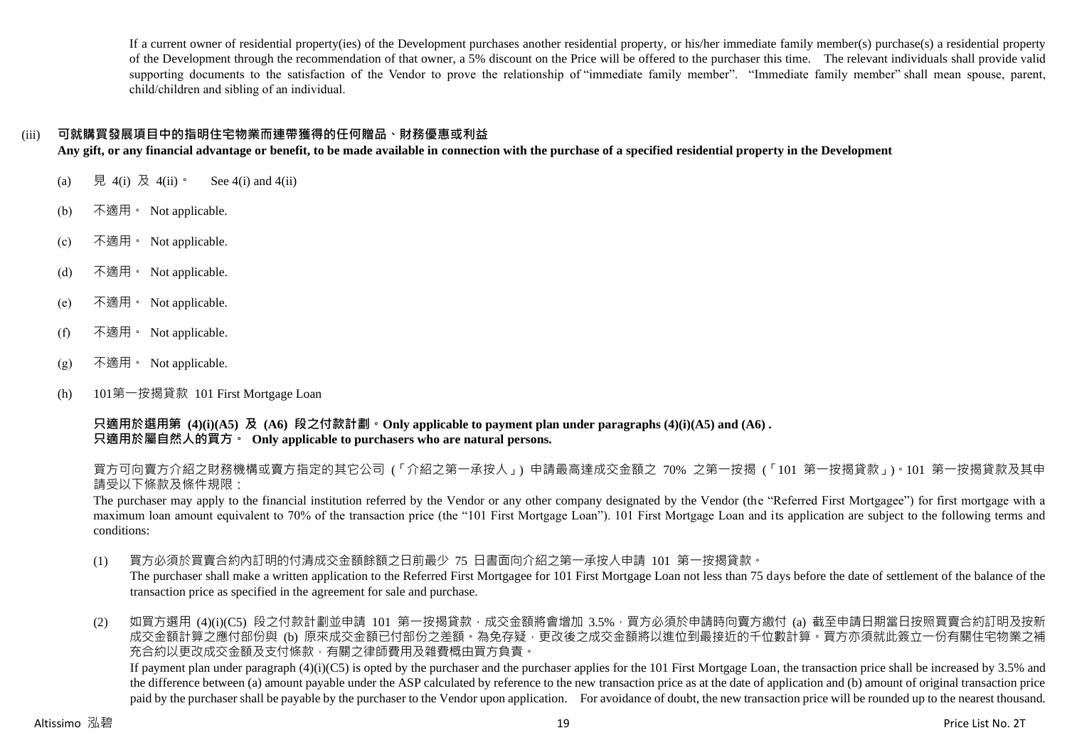If a current owner of residential property(ies) of the Development purchases another residential property, or his/her immediate family member(s) purchase(s) a residential property of the Development through the recommendation of that owner, a 5% discount on the Price will be offered to the purchaser this time. The relevant individuals shall provide valid supporting documents to the satisfaction of the Vendor to prove the relationship of "immediate family member". "Immediate family member" shall mean spouse, parent, child/children and sibling of an individual.

(iii) **可就購買發展項目中的指明住宅物業而連帶獲得的任何贈品、財務優惠或利益**
**Any gift, or any financial advantage or benefit, to be made available in connection with the purchase of a specified residential property in the Development**

(a) 見 4(i) 及 4(ii)。 See 4(i) and 4(ii)

(b) 不適用。 Not applicable.

(c) 不適用。 Not applicable.

(d) 不適用。 Not applicable.

(e) 不適用。 Not applicable.

(f) 不適用。 Not applicable.

(g) 不適用。 Not applicable.

(h) 101第一按揭貸款 101 First Mortgage Loan

**只適用於選用第 (4)(i)(A5) 及 (A6) 段之付款計劃。Only applicable to payment plan under paragraphs (4)(i)(A5) and (A6) .**
**只適用於屬自然人的買方。 Only applicable to purchasers who are natural persons.**

買方可向賣方介紹之財務機構或賣方指定的其它公司 (「介紹之第一承按人」) 申請最高達成交金額之 70% 之第一按揭 (「101 第一按揭貸款」)。101 第一按揭貸款及其申請受以下條款及條件規限：

The purchaser may apply to the financial institution referred by the Vendor or any other company designated by the Vendor (the "Referred First Mortgagee") for first mortgage with a maximum loan amount equivalent to 70% of the transaction price (the "101 First Mortgage Loan"). 101 First Mortgage Loan and its application are subject to the following terms and conditions:

(1) 買方必須於買賣合約內訂明的付清成交金額餘額之日前最少 75 日書面向介紹之第一承按人申請 101 第一按揭貸款。
The purchaser shall make a written application to the Referred First Mortgagee for 101 First Mortgage Loan not less than 75 days before the date of settlement of the balance of the transaction price as specified in the agreement for sale and purchase.

(2) 如買方選用 (4)(i)(C5) 段之付款計劃並申請 101 第一按揭貸款，成交金額將會增加 3.5%，買方必須於申請時向賣方繳付 (a) 截至申請日期當日按照買賣合約訂明及按新成交金額計算之應付部份與 (b) 原來成交金額已付部份之差額。為免存疑，更改後之成交金額將以進位到最接近的千位數計算。買方亦須就此簽立一份有關住宅物業之補充合約以更改成交金額及支付條款，有關之律師費用及雜費概由買方負責。
If payment plan under paragraph (4)(i)(C5) is opted by the purchaser and the purchaser applies for the 101 First Mortgage Loan, the transaction price shall be increased by 3.5% and the difference between (a) amount payable under the ASP calculated by reference to the new transaction price as at the date of application and (b) amount of original transaction price paid by the purchaser shall be payable by the purchaser to the Vendor upon application. For avoidance of doubt, the new transaction price will be rounded up to the nearest thousand.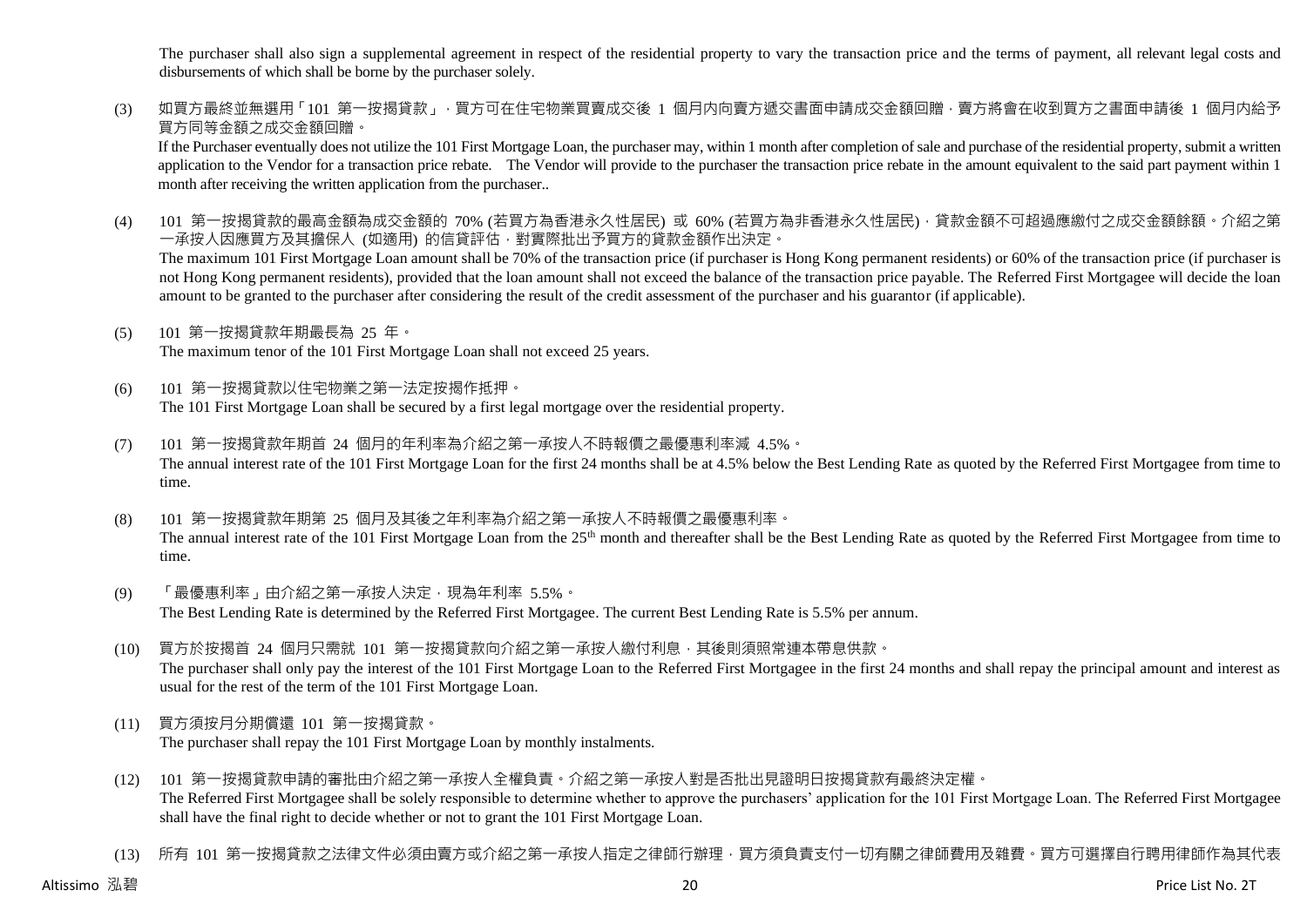The purchaser shall also sign a supplemental agreement in respect of the residential property to vary the transaction price and the terms of payment, all relevant legal costs and disbursements of which shall be borne by the purchaser solely.

(3) 如買方最終並無選用「101 第一按揭貸款」，買方可在住宅物業買賣成交後 1 個月內向賣方遞交書面申請成交金額回贈，賣方將會在收到買方之書面申請後 1 個月內給予買方同等金額之成交金額回贈。
If the Purchaser eventually does not utilize the 101 First Mortgage Loan, the purchaser may, within 1 month after completion of sale and purchase of the residential property, submit a written application to the Vendor for a transaction price rebate. The Vendor will provide to the purchaser the transaction price rebate in the amount equivalent to the said part payment within 1 month after receiving the written application from the purchaser..

(4) 101 第一按揭貸款的最高金額為成交金額的 70% (若買方為香港永久性居民) 或 60% (若買方為非香港永久性居民)，貸款金額不可超過應繳付之成交金額餘額。介紹之第一承按人因應買方及其擔保人 (如適用) 的信貸評估，對實際批出予買方的貸款金額作出決定。
The maximum 101 First Mortgage Loan amount shall be 70% of the transaction price (if purchaser is Hong Kong permanent residents) or 60% of the transaction price (if purchaser is not Hong Kong permanent residents), provided that the loan amount shall not exceed the balance of the transaction price payable. The Referred First Mortgagee will decide the loan amount to be granted to the purchaser after considering the result of the credit assessment of the purchaser and his guarantor (if applicable).

(5) 101 第一按揭貸款年期最長為 25 年。
The maximum tenor of the 101 First Mortgage Loan shall not exceed 25 years.

(6) 101 第一按揭貸款以住宅物業之第一法定按揭作抵押。
The 101 First Mortgage Loan shall be secured by a first legal mortgage over the residential property.

(7) 101 第一按揭貸款年期首 24 個月的年利率為介紹之第一承按人不時報價之最優惠利率減 4.5%。
The annual interest rate of the 101 First Mortgage Loan for the first 24 months shall be at 4.5% below the Best Lending Rate as quoted by the Referred First Mortgagee from time to time.

(8) 101 第一按揭貸款年期第 25 個月及其後之年利率為介紹之第一承按人不時報價之最優惠利率。
The annual interest rate of the 101 First Mortgage Loan from the 25th month and thereafter shall be the Best Lending Rate as quoted by the Referred First Mortgagee from time to time.

(9) 「最優惠利率」由介紹之第一承按人決定，現為年利率 5.5%。
The Best Lending Rate is determined by the Referred First Mortgagee. The current Best Lending Rate is 5.5% per annum.

(10) 買方於按揭首 24 個月只需就 101 第一按揭貸款向介紹之第一承按人繳付利息，其後則須照常連本帶息供款。
The purchaser shall only pay the interest of the 101 First Mortgage Loan to the Referred First Mortgagee in the first 24 months and shall repay the principal amount and interest as usual for the rest of the term of the 101 First Mortgage Loan.

(11) 買方須按月分期償還 101 第一按揭貸款。
The purchaser shall repay the 101 First Mortgage Loan by monthly instalments.

(12) 101 第一按揭貸款申請的審批由介紹之第一承按人全權負責。介紹之第一承按人對是否批出見證明日按揭貸款有最終決定權。
The Referred First Mortgagee shall be solely responsible to determine whether to approve the purchasers' application for the 101 First Mortgage Loan. The Referred First Mortgagee shall have the final right to decide whether or not to grant the 101 First Mortgage Loan.

(13) 所有 101 第一按揭貸款之法律文件必須由賣方或介紹之第一承按人指定之律師行辦理，買方須負責支付一切有關之律師費用及雜費。買方可選擇自行聘用律師作為其代表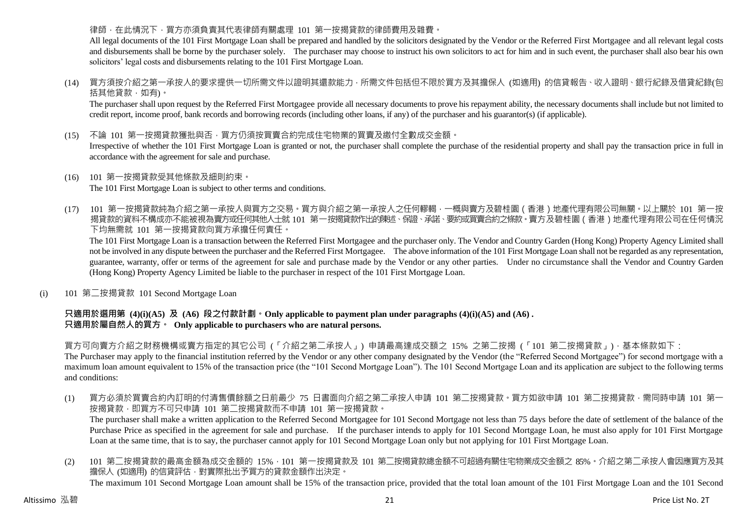律師，在此情況下，買方亦須負責其代表律師有關處理 101 第一按揭貸款的律師費用及雜費。

All legal documents of the 101 First Mortgage Loan shall be prepared and handled by the solicitors designated by the Vendor or the Referred First Mortgagee and all relevant legal costs and disbursements shall be borne by the purchaser solely. The purchaser may choose to instruct his own solicitors to act for him and in such event, the purchaser shall also bear his own solicitors' legal costs and disbursements relating to the 101 First Mortgage Loan.

(14) 買方須按介紹之第一承按人的要求提供一切所需文件以證明其還款能力，所需文件包括但不限於買方及其擔保人 (如適用) 的信貸報告、收入證明、銀行紀錄及借貸紀錄(包括其他貸款，如有)。

The purchaser shall upon request by the Referred First Mortgagee provide all necessary documents to prove his repayment ability, the necessary documents shall include but not limited to credit report, income proof, bank records and borrowing records (including other loans, if any) of the purchaser and his guarantor(s) (if applicable).

(15) 不論 101 第一按揭貸款獲批與否，買方仍須按買賣合約完成住宅物業的買賣及繳付全數成交金額。

Irrespective of whether the 101 First Mortgage Loan is granted or not, the purchaser shall complete the purchase of the residential property and shall pay the transaction price in full in accordance with the agreement for sale and purchase.

(16) 101 第一按揭貸款受其他條款及細則約束。

The 101 First Mortgage Loan is subject to other terms and conditions.

(17) 101 第一按揭貸款純為介紹之第一承按人與買方之交易。買方與介紹之第一承按人之任何轇輵，一概與賣方及碧桂園（香港）地產代理有限公司無關。以上關於 101 第一按揭貸款的資料不構成亦不能被視為賣方或任何其他人士就 101 第一按揭貸款作出的陳述、保證、承諾、要約或買賣合約之條款。賣方及碧桂園（香港）地產代理有限公司在任何情況下均無需就 101 第一按揭貸款向買方承擔任何責任。

The 101 First Mortgage Loan is a transaction between the Referred First Mortgagee and the purchaser only. The Vendor and Country Garden (Hong Kong) Property Agency Limited shall not be involved in any dispute between the purchaser and the Referred First Mortgagee. The above information of the 101 First Mortgage Loan shall not be regarded as any representation, guarantee, warranty, offer or terms of the agreement for sale and purchase made by the Vendor or any other parties. Under no circumstance shall the Vendor and Country Garden (Hong Kong) Property Agency Limited be liable to the purchaser in respect of the 101 First Mortgage Loan.

(i) 101 第二按揭貸款 101 Second Mortgage Loan

**只適用於選用第 (4)(i)(A5) 及 (A6) 段之付款計劃。Only applicable to payment plan under paragraphs (4)(i)(A5) and (A6) .**
**只適用於屬自然人的買方。 Only applicable to purchasers who are natural persons.**

買方可向賣方介紹之財務機構或賣方指定的其它公司（「介紹之第二承按人」）申請最高達成交額之 15% 之第二按揭（「101 第二按揭貸款」），基本條款如下：

The Purchaser may apply to the financial institution referred by the Vendor or any other company designated by the Vendor (the "Referred Second Mortgagee") for second mortgage with a maximum loan amount equivalent to 15% of the transaction price (the "101 Second Mortgage Loan"). The 101 Second Mortgage Loan and its application are subject to the following terms and conditions:

(1) 買方必須於買賣合約內訂明的付清售價餘額之日前最少 75 日書面向介紹之第二承按人申請 101 第二按揭貸款。買方如欲申請 101 第二按揭貸款，需同時申請 101 第一按揭貸款，即買方不可只申請 101 第二按揭貸款而不申請 101 第一按揭貸款。

The purchaser shall make a written application to the Referred Second Mortgagee for 101 Second Mortgage not less than 75 days before the date of settlement of the balance of the Purchase Price as specified in the agreement for sale and purchase. If the purchaser intends to apply for 101 Second Mortgage Loan, he must also apply for 101 First Mortgage Loan at the same time, that is to say, the purchaser cannot apply for 101 Second Mortgage Loan only but not applying for 101 First Mortgage Loan.

(2) 101 第二按揭貸款的最高金額為成交金額的 15%，101 第一按揭貸款及 101 第二按揭貸款總金額不可超過有關住宅物業成交金額之 85%。介紹之第二承按人會因應買方及其擔保人 (如適用) 的信貸評估，對實際批出予買方的貸款金額作出決定。

The maximum 101 Second Mortgage Loan amount shall be 15% of the transaction price, provided that the total loan amount of the 101 First Mortgage Loan and the 101 Second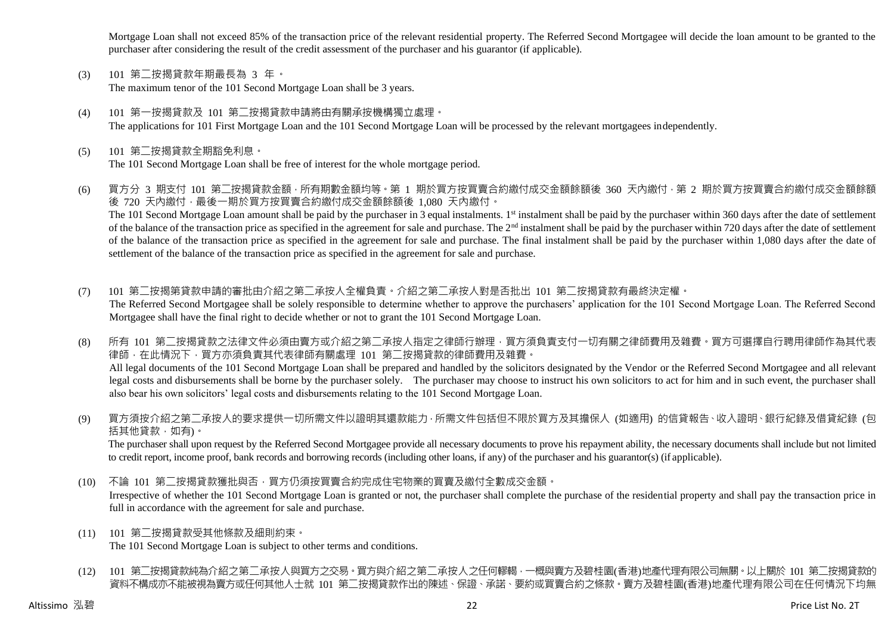Mortgage Loan shall not exceed 85% of the transaction price of the relevant residential property. The Referred Second Mortgagee will decide the loan amount to be granted to the purchaser after considering the result of the credit assessment of the purchaser and his guarantor (if applicable).

(3) 101 第二按揭貸款年期最長為 3 年。
The maximum tenor of the 101 Second Mortgage Loan shall be 3 years.

(4) 101 第一按揭貸款及 101 第二按揭貸款申請將由有關承按機構獨立處理。
The applications for 101 First Mortgage Loan and the 101 Second Mortgage Loan will be processed by the relevant mortgagees independently.

(5) 101 第二按揭貸款全期豁免利息。
The 101 Second Mortgage Loan shall be free of interest for the whole mortgage period.

(6) 買方分 3 期支付 101 第二按揭貸款金額，所有期數金額均等。第 1 期於買方按買賣合約繳付成交金額餘額後 360 天內繳付，第 2 期於買方按買賣合約繳付成交金額餘額後 720 天內繳付，最後一期於買方按買賣合約繳付成交金額餘額後 1,080 天內繳付。
The 101 Second Mortgage Loan amount shall be paid by the purchaser in 3 equal instalments. 1st instalment shall be paid by the purchaser within 360 days after the date of settlement of the balance of the transaction price as specified in the agreement for sale and purchase. The 2nd instalment shall be paid by the purchaser within 720 days after the date of settlement of the balance of the transaction price as specified in the agreement for sale and purchase. The final instalment shall be paid by the purchaser within 1,080 days after the date of settlement of the balance of the transaction price as specified in the agreement for sale and purchase.

(7) 101 第二按揭第貸款申請的審批由介紹之第二承按人全權負責。介紹之第二承按人對是否批出 101 第二按揭貸款有最終決定權。
The Referred Second Mortgagee shall be solely responsible to determine whether to approve the purchasers' application for the 101 Second Mortgage Loan. The Referred Second Mortgagee shall have the final right to decide whether or not to grant the 101 Second Mortgage Loan.

(8) 所有 101 第二按揭貸款之法律文件必須由賣方或介紹之第二承按人指定之律師行辦理，買方須負責支付一切有關之律師費用及雜費。買方可選擇自行聘用律師作為其代表律師，在此情況下，買方亦須負責其代表律師有關處理 101 第二按揭貸款的律師費用及雜費。
All legal documents of the 101 Second Mortgage Loan shall be prepared and handled by the solicitors designated by the Vendor or the Referred Second Mortgagee and all relevant legal costs and disbursements shall be borne by the purchaser solely. The purchaser may choose to instruct his own solicitors to act for him and in such event, the purchaser shall also bear his own solicitors' legal costs and disbursements relating to the 101 Second Mortgage Loan.

(9) 買方須按介紹之第二承按人的要求提供一切所需文件以證明其還款能力，所需文件包括但不限於買方及其擔保人 (如適用) 的信貸報告、收入證明、銀行紀錄及借貸紀錄 (包括其他貸款，如有)。
The purchaser shall upon request by the Referred Second Mortgagee provide all necessary documents to prove his repayment ability, the necessary documents shall include but not limited to credit report, income proof, bank records and borrowing records (including other loans, if any) of the purchaser and his guarantor(s) (if applicable).

(10) 不論 101 第二按揭貸款獲批與否，買方仍須按買賣合約完成住宅物業的買賣及繳付全數成交金額。
Irrespective of whether the 101 Second Mortgage Loan is granted or not, the purchaser shall complete the purchase of the residential property and shall pay the transaction price in full in accordance with the agreement for sale and purchase.

(11) 101 第二按揭貸款受其他條款及細則約束。
The 101 Second Mortgage Loan is subject to other terms and conditions.

(12) 101 第二按揭貸款純為介紹之第二承按人與買方之交易。買方與介紹之第二承按人之任何轇轕，一概與賣方及碧桂園(香港)地產代理有限公司無關。以上關於 101 第二按揭貸款的資料不構成亦不能被視為賣方或任何其他人士就 101 第二按揭貸款作出的陳述、保證、承諾、要約或買賣合約之條款。賣方及碧桂園(香港)地產代理有限公司在任何情況下均無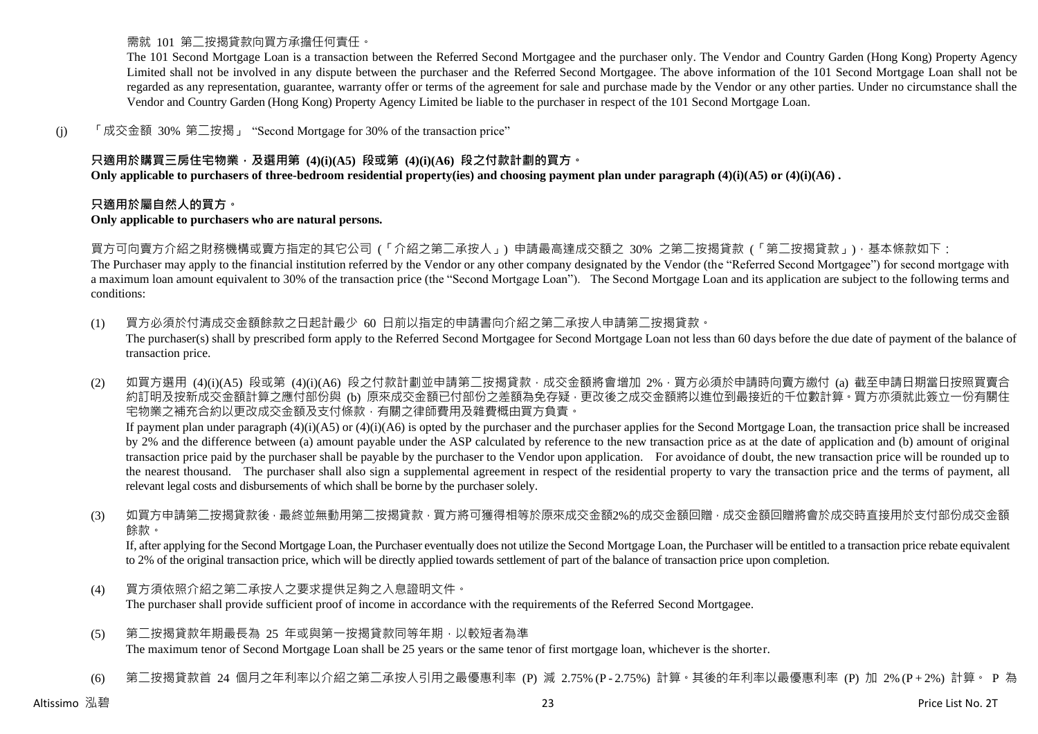需就 101 第二按揭貸款向買方承擔任何責任。

The 101 Second Mortgage Loan is a transaction between the Referred Second Mortgagee and the purchaser only. The Vendor and Country Garden (Hong Kong) Property Agency Limited shall not be involved in any dispute between the purchaser and the Referred Second Mortgagee. The above information of the 101 Second Mortgage Loan shall not be regarded as any representation, guarantee, warranty offer or terms of the agreement for sale and purchase made by the Vendor or any other parties. Under no circumstance shall the Vendor and Country Garden (Hong Kong) Property Agency Limited be liable to the purchaser in respect of the 101 Second Mortgage Loan.

(j) 「成交金額 30% 第二按揭」 "Second Mortgage for 30% of the transaction price"

**只適用於購買三房住宅物業，及選用第 (4)(i)(A5) 段或第 (4)(i)(A6) 段之付款計劃的買方。**
**Only applicable to purchasers of three-bedroom residential property(ies) and choosing payment plan under paragraph (4)(i)(A5) or (4)(i)(A6) .**

**只適用於屬自然人的買方。**
**Only applicable to purchasers who are natural persons.**

買方可向賣方介紹之財務機構或賣方指定的其它公司 (「介紹之第二承按人」) 申請最高達成交額之 30% 之第二按揭貸款 (「第二按揭貸款」)，基本條款如下：
The Purchaser may apply to the financial institution referred by the Vendor or any other company designated by the Vendor (the "Referred Second Mortgagee") for second mortgage with a maximum loan amount equivalent to 30% of the transaction price (the "Second Mortgage Loan"). The Second Mortgage Loan and its application are subject to the following terms and conditions:

(1) 買方必須於付清成交金額餘款之日起計最少 60 日前以指定的申請書向介紹之第二承按人申請第二按揭貸款。
The purchaser(s) shall by prescribed form apply to the Referred Second Mortgagee for Second Mortgage Loan not less than 60 days before the due date of payment of the balance of transaction price.

(2) 如買方選用 (4)(i)(A5) 段或第 (4)(i)(A6) 段之付款計劃並申請第二按揭貸款，成交金額將會增加 2%，買方必須於申請時向賣方繳付 (a) 截至申請日期當日按照買賣合約訂明及按新成交金額計算之應付部份與 (b) 原來成交金額已付部份之差額為免存疑，更改後之成交金額將以進位到最接近的千位數計算。買方亦須就此簽立一份有關住宅物業之補充合約以更改成交金額及支付條款，有關之律師費用及雜費概由買方負責。
If payment plan under paragraph (4)(i)(A5) or (4)(i)(A6) is opted by the purchaser and the purchaser applies for the Second Mortgage Loan, the transaction price shall be increased by 2% and the difference between (a) amount payable under the ASP calculated by reference to the new transaction price as at the date of application and (b) amount of original transaction price paid by the purchaser shall be payable by the purchaser to the Vendor upon application. For avoidance of doubt, the new transaction price will be rounded up to the nearest thousand. The purchaser shall also sign a supplemental agreement in respect of the residential property to vary the transaction price and the terms of payment, all relevant legal costs and disbursements of which shall be borne by the purchaser solely.

(3) 如買方申請第二按揭貸款後，最終並無動用第二按揭貸款，買方將可獲得相等於原來成交金額2%的成交金額回贈，成交金額回贈將會於成交時直接用於支付部份成交金額餘款。
If, after applying for the Second Mortgage Loan, the Purchaser eventually does not utilize the Second Mortgage Loan, the Purchaser will be entitled to a transaction price rebate equivalent to 2% of the original transaction price, which will be directly applied towards settlement of part of the balance of transaction price upon completion.

(4) 買方須依照介紹之第二承按人之要求提供足夠之入息證明文件。
The purchaser shall provide sufficient proof of income in accordance with the requirements of the Referred Second Mortgagee.

(5) 第二按揭貸款年期最長為 25 年或與第一按揭貸款同等年期，以較短者為準
The maximum tenor of Second Mortgage Loan shall be 25 years or the same tenor of first mortgage loan, whichever is the shorter.

(6) 第二按揭貸款首 24 個月之年利率以介紹之第二承按人引用之最優惠利率 (P) 減 2.75% (P - 2.75%) 計算。其後的年利率以最優惠利率 (P) 加 2% (P + 2%) 計算。 P 為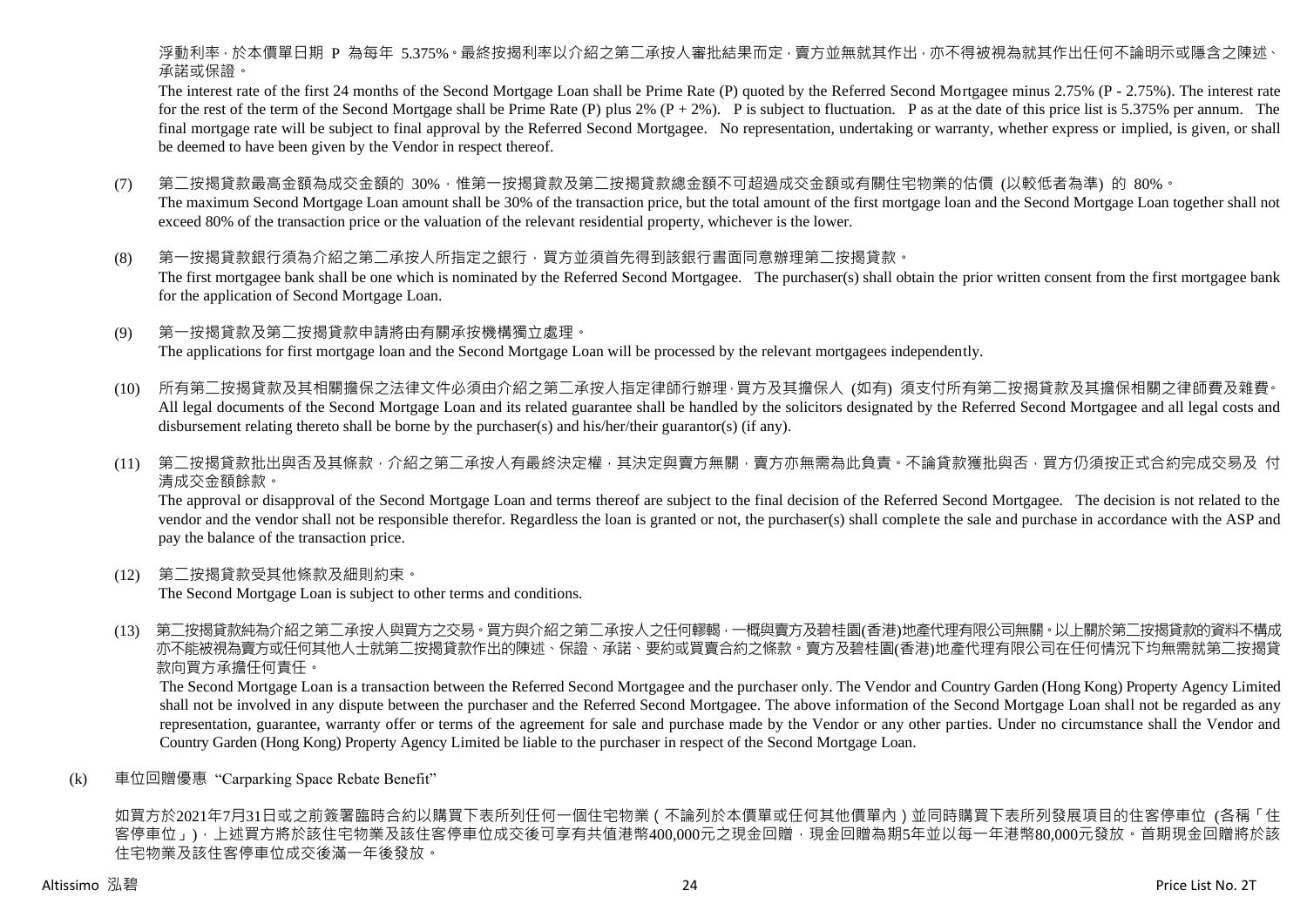浮動利率，於本價單日期 P 為每年 5.375%。最終按揭利率以介紹之第二承按人審批結果而定，賣方並無就其作出，亦不得被視為就其作出任何不論明示或隱含之陳述、承諾或保證。

The interest rate of the first 24 months of the Second Mortgage Loan shall be Prime Rate (P) quoted by the Referred Second Mortgagee minus 2.75% (P - 2.75%). The interest rate for the rest of the term of the Second Mortgage shall be Prime Rate (P) plus 2% (P + 2%). P is subject to fluctuation. P as at the date of this price list is 5.375% per annum. The final mortgage rate will be subject to final approval by the Referred Second Mortgagee. No representation, undertaking or warranty, whether express or implied, is given, or shall be deemed to have been given by the Vendor in respect thereof.

(7) 第二按揭貸款最高金額為成交金額的 30%，惟第一按揭貸款及第二按揭貸款總金額不可超過成交金額或有關住宅物業的估價 (以較低者為準) 的 80%。
The maximum Second Mortgage Loan amount shall be 30% of the transaction price, but the total amount of the first mortgage loan and the Second Mortgage Loan together shall not exceed 80% of the transaction price or the valuation of the relevant residential property, whichever is the lower.

(8) 第一按揭貸款銀行須為介紹之第二承按人所指定之銀行，買方並須首先得到該銀行書面同意辦理第二按揭貸款。
The first mortgagee bank shall be one which is nominated by the Referred Second Mortgagee. The purchaser(s) shall obtain the prior written consent from the first mortgagee bank for the application of Second Mortgage Loan.

(9) 第一按揭貸款及第二按揭貸款申請將由有關承按機構獨立處理。
The applications for first mortgage loan and the Second Mortgage Loan will be processed by the relevant mortgagees independently.

(10) 所有第二按揭貸款及其相關擔保之法律文件必須由介紹之第二承按人指定律師行辦理，買方及其擔保人 (如有) 須支付所有第二按揭貸款及其擔保相關之律師費及雜費。
All legal documents of the Second Mortgage Loan and its related guarantee shall be handled by the solicitors designated by the Referred Second Mortgagee and all legal costs and disbursement relating thereto shall be borne by the purchaser(s) and his/her/their guarantor(s) (if any).

(11) 第二按揭貸款批出與否及其條款，介紹之第二承按人有最終決定權，其決定與賣方無關，賣方亦無需為此負責。不論貸款獲批與否，買方仍須按正式合約完成交易及 付清成交金額餘款。
The approval or disapproval of the Second Mortgage Loan and terms thereof are subject to the final decision of the Referred Second Mortgagee. The decision is not related to the vendor and the vendor shall not be responsible therefor. Regardless the loan is granted or not, the purchaser(s) shall complete the sale and purchase in accordance with the ASP and pay the balance of the transaction price.

(12) 第二按揭貸款受其他條款及細則約束。
The Second Mortgage Loan is subject to other terms and conditions.

(13) 第二按揭貸款純為介紹之第二承按人與買方之交易。買方與介紹之第二承按人之任何轇轕，一概與賣方及碧桂園(香港)地產代理有限公司無關。以上關於第二按揭貸款的資料不構成亦不能被視為賣方或任何其他人士就第二按揭貸款作出的陳述、保證、承諾、要約或買賣合約之條款。賣方及碧桂園(香港)地產代理有限公司在任何情況下均無需就第二按揭貸款向買方承擔任何責任。
The Second Mortgage Loan is a transaction between the Referred Second Mortgagee and the purchaser only. The Vendor and Country Garden (Hong Kong) Property Agency Limited shall not be involved in any dispute between the purchaser and the Referred Second Mortgagee. The above information of the Second Mortgage Loan shall not be regarded as any representation, guarantee, warranty offer or terms of the agreement for sale and purchase made by the Vendor or any other parties. Under no circumstance shall the Vendor and Country Garden (Hong Kong) Property Agency Limited be liable to the purchaser in respect of the Second Mortgage Loan.

(k) 車位回贈優惠 "Carparking Space Rebate Benefit"

如買方於2021年7月31日或之前簽署臨時合約以購買下表所列任何一個住宅物業（不論列於本價單或任何其他價單內）並同時購買下表所列發展項目的住客停車位 (各稱「住客停車位」)，上述買方將於該住宅物業及該住客停車位成交後可享有共值港幣400,000元之現金回贈，現金回贈為期5年並以每一年港幣80,000元發放。首期現金回贈將於該住宅物業及該住客停車位成交後滿一年後發放。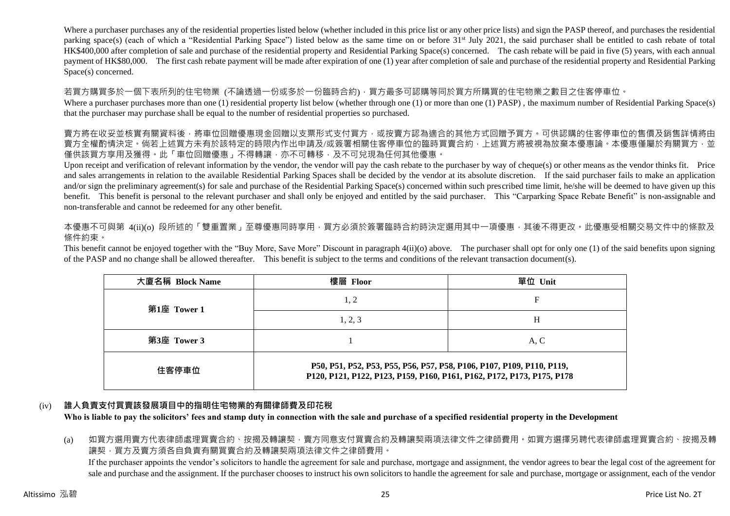Where a purchaser purchases any of the residential properties listed below (whether included in this price list or any other price lists) and sign the PASP thereof, and purchases the residential parking space(s) (each of which a "Residential Parking Space") listed below as the same time on or before 31st July 2021, the said purchaser shall be entitled to cash rebate of total HK$400,000 after completion of sale and purchase of the residential property and Residential Parking Space(s) concerned. The cash rebate will be paid in five (5) years, with each annual payment of HK$80,000. The first cash rebate payment will be made after expiration of one (1) year after completion of sale and purchase of the residential property and Residential Parking Space(s) concerned.

若買方購買多於一個下表所列的住宅物業 (不論透過一份或多於一份臨時合約)，買方最多可認購等同於買方所購買的住宅物業之數目之住客停車位。

Where a purchaser purchases more than one (1) residential property list below (whether through one (1) or more than one (1) PASP) , the maximum number of Residential Parking Space(s) that the purchaser may purchase shall be equal to the number of residential properties so purchased.

賣方將在收妥並核實有關資料後，將車位回贈優惠現金回贈以支票形式支付買方，或按賣方認為適合的其他方式回贈予買方。可供認購的住客停車位的售價及銷售詳情將由賣方全權酌情決定。倘若上述買方未有於該特定的時限內作出申請及/或簽署相關住客停車位的臨時買賣合約，上述買方將被視為放棄本優惠論。本優惠僅屬於有關買方，並僅供該買方享用及獲得。此「車位回贈優惠」不得轉讓，亦不可轉移，及不可兌現為任何其他優惠。

Upon receipt and verification of relevant information by the vendor, the vendor will pay the cash rebate to the purchaser by way of cheque(s) or other means as the vendor thinks fit. Price and sales arrangements in relation to the available Residential Parking Spaces shall be decided by the vendor at its absolute discretion. If the said purchaser fails to make an application and/or sign the preliminary agreement(s) for sale and purchase of the Residential Parking Space(s) concerned within such prescribed time limit, he/she will be deemed to have given up this benefit. This benefit is personal to the relevant purchaser and shall only be enjoyed and entitled by the said purchaser. This "Carparking Space Rebate Benefit" is non-assignable and non-transferable and cannot be redeemed for any other benefit.

本優惠不可與第 4(ii)(o) 段所述的「雙重置業」至尊優惠同時享用，買方必須於簽署臨時合約時決定選用其中一項優惠，其後不得更改。此優惠受相關交易文件中的條款及條件約束。

This benefit cannot be enjoyed together with the "Buy More, Save More" Discount in paragraph 4(ii)(o) above. The purchaser shall opt for only one (1) of the said benefits upon signing of the PASP and no change shall be allowed thereafter. This benefit is subject to the terms and conditions of the relevant transaction document(s).

| 大廈名稱 Block Name | 樓層 Floor | 單位 Unit |
|---|---|---|
| 第1座 Tower 1 | 1, 2 | F |
| | 1, 2, 3 | H |
| 第3座 Tower 3 | 1 | A, C |
| 住客停車位 | P50, P51, P52, P53, P55, P56, P57, P58, P106, P107, P109, P110, P119, P120, P121, P122, P123, P159, P160, P161, P162, P172, P173, P175, P178 | |

(iv) **誰人負責支付買賣該發展項目中的指明住宅物業的有關律師費及印花稅**
**Who is liable to pay the solicitors' fees and stamp duty in connection with the sale and purchase of a specified residential property in the Development**

(a) 如買方選用賣方代表律師處理買賣合約、按揭及轉讓契，賣方同意支付買賣合約及轉讓契兩項法律文件之律師費用。如買方選擇另聘代表律師處理買賣合約、按揭及轉讓契，買方及賣方須各自負責有關買賣合約及轉讓契兩項法律文件之律師費用。
If the purchaser appoints the vendor's solicitors to handle the agreement for sale and purchase, mortgage and assignment, the vendor agrees to bear the legal cost of the agreement for sale and purchase and the assignment. If the purchaser chooses to instruct his own solicitors to handle the agreement for sale and purchase, mortgage or assignment, each of the vendor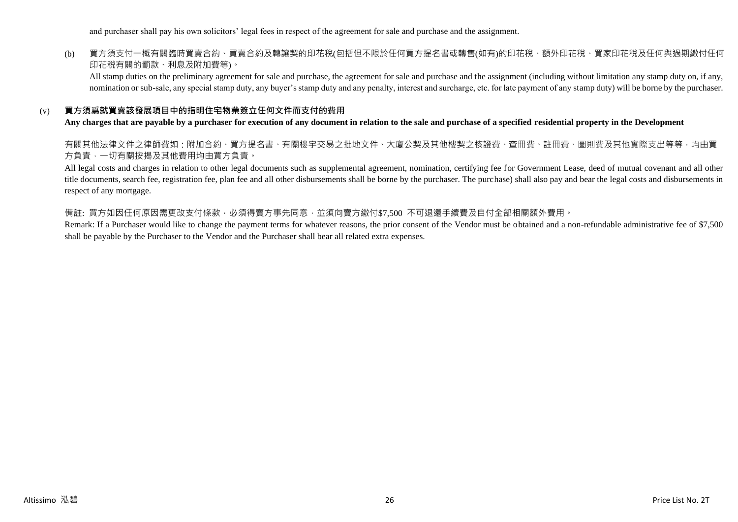and purchaser shall pay his own solicitors' legal fees in respect of the agreement for sale and purchase and the assignment.

(b) 買方須支付一概有關臨時買賣合約、買賣合約及轉讓契的印花稅(包括但不限於任何買方提名書或轉售(如有)的印花稅、額外印花稅、買家印花稅及任何與過期繳付任何印花稅有關的罰款、利息及附加費等)。

All stamp duties on the preliminary agreement for sale and purchase, the agreement for sale and purchase and the assignment (including without limitation any stamp duty on, if any, nomination or sub-sale, any special stamp duty, any buyer's stamp duty and any penalty, interest and surcharge, etc. for late payment of any stamp duty) will be borne by the purchaser.

## (v) 買方須爲就買賣該發展項目中的指明住宅物業簽立任何文件而支付的費用

**Any charges that are payable by a purchaser for execution of any document in relation to the sale and purchase of a specified residential property in the Development**

有關其他法律文件之律師費如：附加合約、買方提名書、有關樓宇交易之批地文件、大廈公契及其他樓契之核證費、查冊費、註冊費、圖則費及其他實際支出等等，均由買方負責，一切有關按揭及其他費用均由買方負責。

All legal costs and charges in relation to other legal documents such as supplemental agreement, nomination, certifying fee for Government Lease, deed of mutual covenant and all other title documents, search fee, registration fee, plan fee and all other disbursements shall be borne by the purchaser. The purchase) shall also pay and bear the legal costs and disbursements in respect of any mortgage.

備註: 買方如因任何原因需更改支付條款，必須得賣方事先同意，並須向賣方繳付$7,500 不可退還手續費及自付全部相關額外費用。

Remark: If a Purchaser would like to change the payment terms for whatever reasons, the prior consent of the Vendor must be obtained and a non-refundable administrative fee of $7,500 shall be payable by the Purchaser to the Vendor and the Purchaser shall bear all related extra expenses.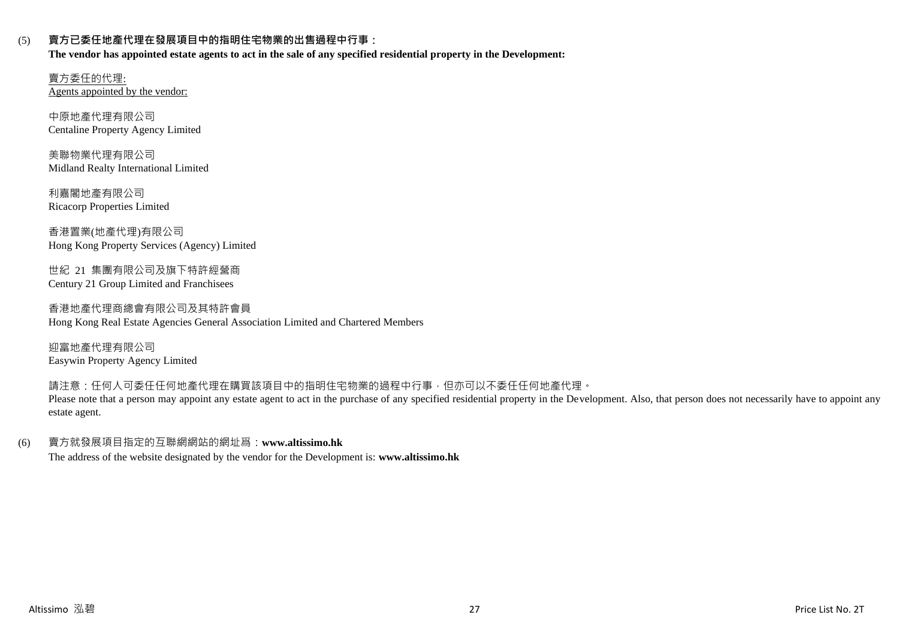(5) **賣方已委任地產代理在發展項目中的指明住宅物業的出售過程中行事：**
**The vendor has appointed estate agents to act in the sale of any specified residential property in the Development:**

<u>賣方委任的代理:</u>
<u>Agents appointed by the vendor:</u>

中原地產代理有限公司
Centaline Property Agency Limited

美聯物業代理有限公司
Midland Realty International Limited

利嘉閣地產有限公司
Ricacorp Properties Limited

香港置業(地產代理)有限公司
Hong Kong Property Services (Agency) Limited

世紀 21 集團有限公司及旗下特許經營商
Century 21 Group Limited and Franchisees

香港地產代理商總會有限公司及其特許會員
Hong Kong Real Estate Agencies General Association Limited and Chartered Members

迎富地產代理有限公司
Easywin Property Agency Limited

請注意：任何人可委任任何地產代理在購買該項目中的指明住宅物業的過程中行事，但亦可以不委任任何地產代理。
Please note that a person may appoint any estate agent to act in the purchase of any specified residential property in the Development. Also, that person does not necessarily have to appoint any estate agent.

(6) 賣方就發展項目指定的互聯網網站的網址爲：**www.altissimo.hk**
The address of the website designated by the vendor for the Development is: **www.altissimo.hk**